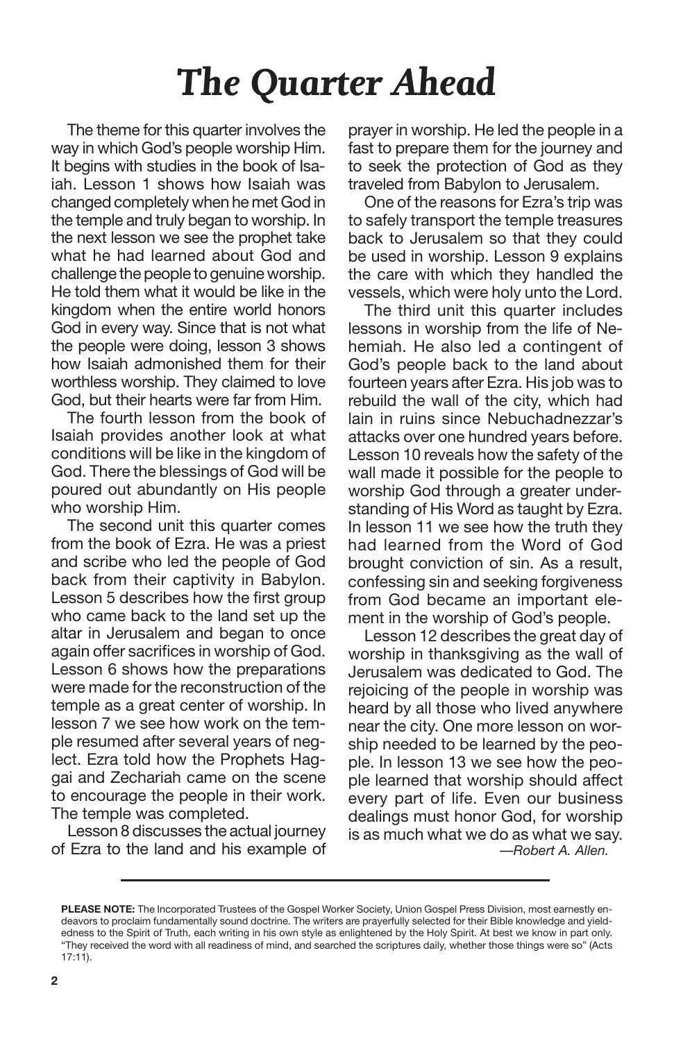# *The Quarter Ahead*

The theme for this quarter involves the way in which God's people worship Him. It begins with studies in the book of Isaiah. Lesson 1 shows how Isaiah was changed completely when he met God in the temple and truly began to worship. In the next lesson we see the prophet take what he had learned about God and challenge the people to genuine worship. He told them what it would be like in the kingdom when the entire world honors God in every way. Since that is not what the people were doing, lesson 3 shows how Isaiah admonished them for their worthless worship. They claimed to love God, but their hearts were far from Him.

The fourth lesson from the book of Isaiah provides another look at what conditions will be like in the kingdom of God. There the blessings of God will be poured out abundantly on His people who worship Him.

The second unit this quarter comes from the book of Ezra. He was a priest and scribe who led the people of God back from their captivity in Babylon. Lesson 5 describes how the first group who came back to the land set up the altar in Jerusalem and began to once again offer sacrifices in worship of God. Lesson 6 shows how the preparations were made for the reconstruction of the temple as a great center of worship. In lesson 7 we see how work on the temple resumed after several years of neglect. Ezra told how the Prophets Haggai and Zechariah came on the scene to encourage the people in their work. The temple was completed.

Lesson 8 discusses the actual journey of Ezra to the land and his example of prayer in worship. He led the people in a fast to prepare them for the journey and to seek the protection of God as they traveled from Babylon to Jerusalem.

One of the reasons for Ezra's trip was to safely transport the temple treasures back to Jerusalem so that they could be used in worship. Lesson 9 explains the care with which they handled the vessels, which were holy unto the Lord.

The third unit this quarter includes lessons in worship from the life of Nehemiah. He also led a contingent of God's people back to the land about fourteen years after Ezra. His job was to rebuild the wall of the city, which had lain in ruins since Nebuchadnezzar's attacks over one hundred years before. Lesson 10 reveals how the safety of the wall made it possible for the people to worship God through a greater understanding of His Word as taught by Ezra. In lesson 11 we see how the truth they had learned from the Word of God brought conviction of sin. As a result, confessing sin and seeking forgiveness from God became an important element in the worship of God's people.

Lesson 12 describes the great day of worship in thanksgiving as the wall of Jerusalem was dedicated to God. The rejoicing of the people in worship was heard by all those who lived anywhere near the city. One more lesson on worship needed to be learned by the people. In lesson 13 we see how the people learned that worship should affect every part of life. Even our business dealings must honor God, for worship is as much what we do as what we say.

—*Robert A. Allen.*

---

**PLEASE NOTE:** The Incorporated Trustees of the Gospel Worker Society, Union Gospel Press Division, most earnestly endeavors to proclaim fundamentally sound doctrine. The writers are prayerfully selected for their Bible knowledge and yieldedness to the Spirit of Truth, each writing in his own style as enlightened by the Holy Spirit. At best we know in part only. "They received the word with all readiness of mind, and searched the scriptures daily, whether those things were so" (Acts 17:11).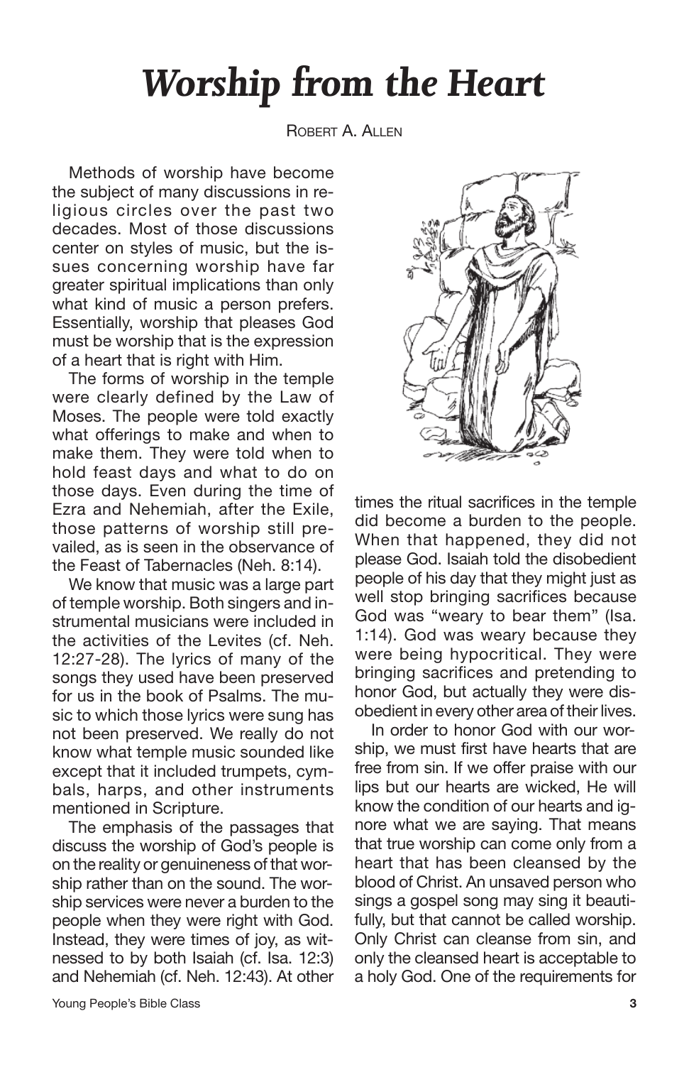# *Worship from the Heart*

Robert A. Allen

Methods of worship have become the subject of many discussions in religious circles over the past two decades. Most of those discussions center on styles of music, but the issues concerning worship have far greater spiritual implications than only what kind of music a person prefers. Essentially, worship that pleases God must be worship that is the expression of a heart that is right with Him.

The forms of worship in the temple were clearly defined by the Law of Moses. The people were told exactly what offerings to make and when to make them. They were told when to hold feast days and what to do on those days. Even during the time of Ezra and Nehemiah, after the Exile, those patterns of worship still prevailed, as is seen in the observance of the Feast of Tabernacles (Neh. 8:14).

We know that music was a large part of temple worship. Both singers and instrumental musicians were included in the activities of the Levites (cf. Neh. 12:27-28). The lyrics of many of the songs they used have been preserved for us in the book of Psalms. The music to which those lyrics were sung has not been preserved. We really do not know what temple music sounded like except that it included trumpets, cymbals, harps, and other instruments mentioned in Scripture.

The emphasis of the passages that discuss the worship of God's people is on the reality or genuineness of that worship rather than on the sound. The worship services were never a burden to the people when they were right with God. Instead, they were times of joy, as witnessed to by both Isaiah (cf. Isa. 12:3) and Nehemiah (cf. Neh. 12:43). At other times the ritual sacrifices in the temple did become a burden to the people. When that happened, they did not please God. Isaiah told the disobedient people of his day that they might just as well stop bringing sacrifices because God was "weary to bear them" (Isa. 1:14). God was weary because they were being hypocritical. They were bringing sacrifices and pretending to honor God, but actually they were disobedient in every other area of their lives.

In order to honor God with our worship, we must first have hearts that are free from sin. If we offer praise with our lips but our hearts are wicked, He will know the condition of our hearts and ignore what we are saying. That means that true worship can come only from a heart that has been cleansed by the blood of Christ. An unsaved person who sings a gospel song may sing it beautifully, but that cannot be called worship. Only Christ can cleanse from sin, and only the cleansed heart is acceptable to a holy God. One of the requirements for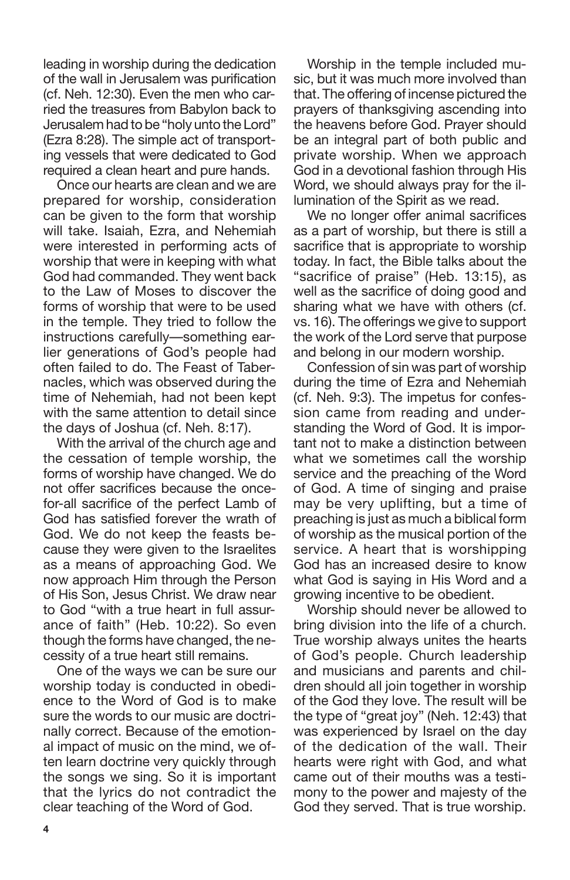leading in worship during the dedication of the wall in Jerusalem was purification (cf. Neh. 12:30). Even the men who carried the treasures from Babylon back to Jerusalem had to be "holy unto the Lord" (Ezra 8:28). The simple act of transporting vessels that were dedicated to God required a clean heart and pure hands.

Once our hearts are clean and we are prepared for worship, consideration can be given to the form that worship will take. Isaiah, Ezra, and Nehemiah were interested in performing acts of worship that were in keeping with what God had commanded. They went back to the Law of Moses to discover the forms of worship that were to be used in the temple. They tried to follow the instructions carefully—something earlier generations of God's people had often failed to do. The Feast of Tabernacles, which was observed during the time of Nehemiah, had not been kept with the same attention to detail since the days of Joshua (cf. Neh. 8:17).

With the arrival of the church age and the cessation of temple worship, the forms of worship have changed. We do not offer sacrifices because the once-for-all sacrifice of the perfect Lamb of God has satisfied forever the wrath of God. We do not keep the feasts because they were given to the Israelites as a means of approaching God. We now approach Him through the Person of His Son, Jesus Christ. We draw near to God "with a true heart in full assurance of faith" (Heb. 10:22). So even though the forms have changed, the necessity of a true heart still remains.

One of the ways we can be sure our worship today is conducted in obedience to the Word of God is to make sure the words to our music are doctrinally correct. Because of the emotional impact of music on the mind, we often learn doctrine very quickly through the songs we sing. So it is important that the lyrics do not contradict the clear teaching of the Word of God.

Worship in the temple included music, but it was much more involved than that. The offering of incense pictured the prayers of thanksgiving ascending into the heavens before God. Prayer should be an integral part of both public and private worship. When we approach God in a devotional fashion through His Word, we should always pray for the illumination of the Spirit as we read.

We no longer offer animal sacrifices as a part of worship, but there is still a sacrifice that is appropriate to worship today. In fact, the Bible talks about the "sacrifice of praise" (Heb. 13:15), as well as the sacrifice of doing good and sharing what we have with others (cf. vs. 16). The offerings we give to support the work of the Lord serve that purpose and belong in our modern worship.

Confession of sin was part of worship during the time of Ezra and Nehemiah (cf. Neh. 9:3). The impetus for confession came from reading and understanding the Word of God. It is important not to make a distinction between what we sometimes call the worship service and the preaching of the Word of God. A time of singing and praise may be very uplifting, but a time of preaching is just as much a biblical form of worship as the musical portion of the service. A heart that is worshipping God has an increased desire to know what God is saying in His Word and a growing incentive to be obedient.

Worship should never be allowed to bring division into the life of a church. True worship always unites the hearts of God's people. Church leadership and musicians and parents and children should all join together in worship of the God they love. The result will be the type of "great joy" (Neh. 12:43) that was experienced by Israel on the day of the dedication of the wall. Their hearts were right with God, and what came out of their mouths was a testimony to the power and majesty of the God they served. That is true worship.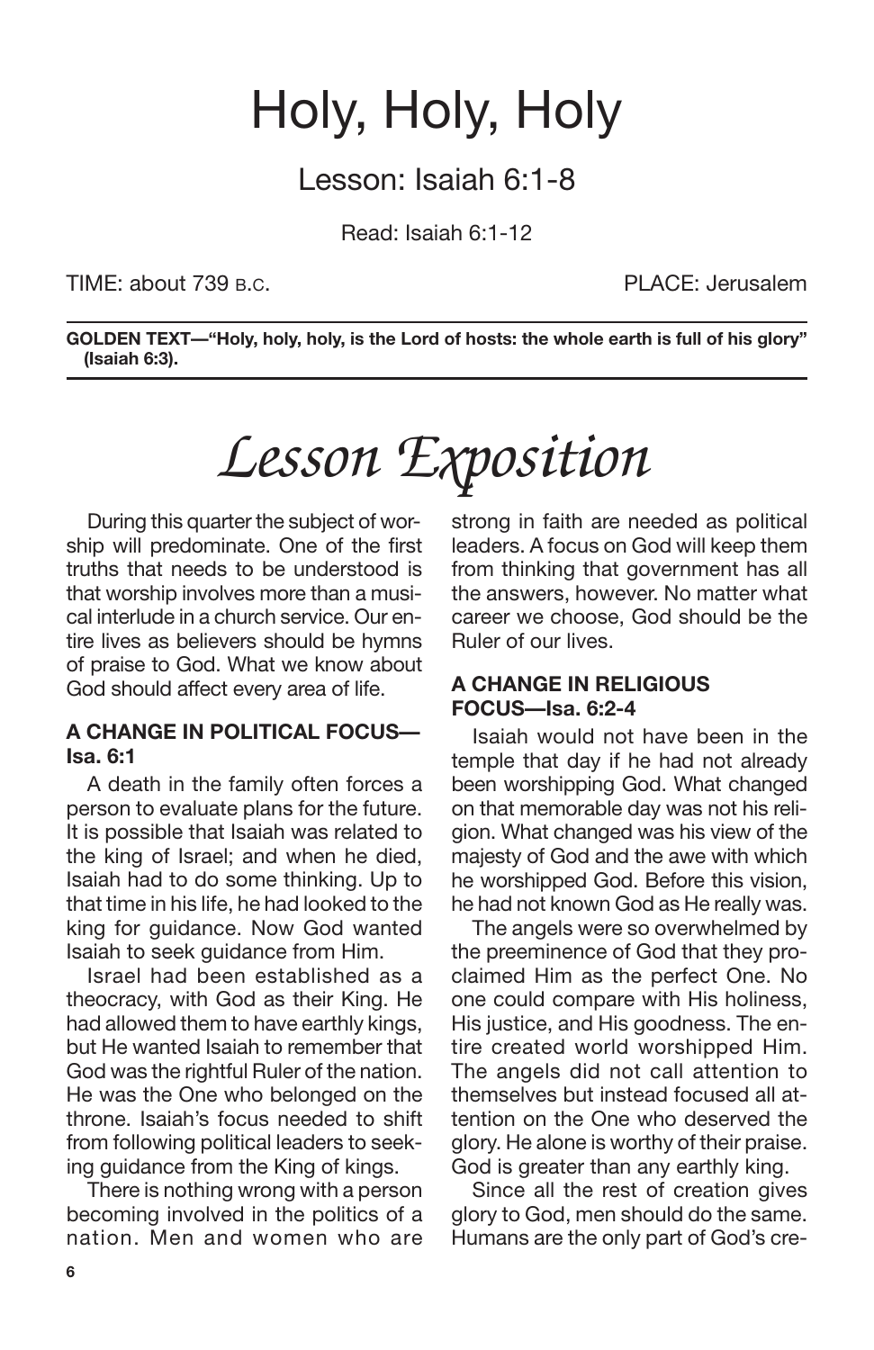# Holy, Holy, Holy

## Lesson: Isaiah 6:1-8

Read: Isaiah 6:1-12

TIME: about 739 B.C. PLACE: Jerusalem

**GOLDEN TEXT—"Holy, holy, holy, is the Lord of hosts: the whole earth is full of his glory" (Isaiah 6:3).**

# *Lesson Exposition*

During this quarter the subject of worship will predominate. One of the first truths that needs to be understood is that worship involves more than a musical interlude in a church service. Our entire lives as believers should be hymns of praise to God. What we know about God should affect every area of life.

### A CHANGE IN POLITICAL FOCUS—Isa. 6:1

A death in the family often forces a person to evaluate plans for the future. It is possible that Isaiah was related to the king of Israel; and when he died, Isaiah had to do some thinking. Up to that time in his life, he had looked to the king for guidance. Now God wanted Isaiah to seek guidance from Him.

Israel had been established as a theocracy, with God as their King. He had allowed them to have earthly kings, but He wanted Isaiah to remember that God was the rightful Ruler of the nation. He was the One who belonged on the throne. Isaiah's focus needed to shift from following political leaders to seeking guidance from the King of kings.

There is nothing wrong with a person becoming involved in the politics of a nation. Men and women who are strong in faith are needed as political leaders. A focus on God will keep them from thinking that government has all the answers, however. No matter what career we choose, God should be the Ruler of our lives.

### A CHANGE IN RELIGIOUS FOCUS—Isa. 6:2-4

Isaiah would not have been in the temple that day if he had not already been worshipping God. What changed on that memorable day was not his religion. What changed was his view of the majesty of God and the awe with which he worshipped God. Before this vision, he had not known God as He really was.

The angels were so overwhelmed by the preeminence of God that they proclaimed Him as the perfect One. No one could compare with His holiness, His justice, and His goodness. The entire created world worshipped Him. The angels did not call attention to themselves but instead focused all attention on the One who deserved the glory. He alone is worthy of their praise. God is greater than any earthly king.

Since all the rest of creation gives glory to God, men should do the same. Humans are the only part of God's cre-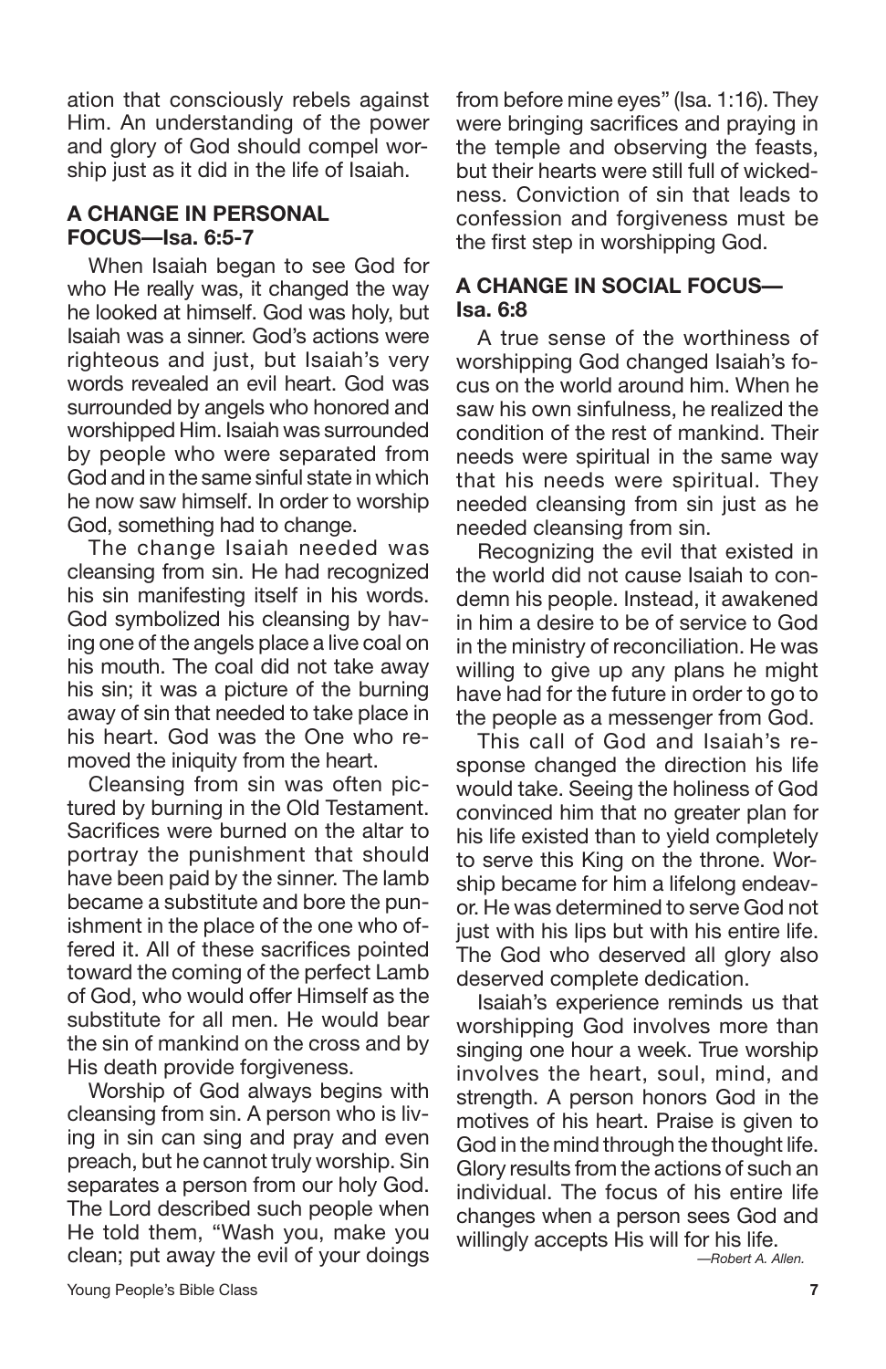ation that consciously rebels against Him. An understanding of the power and glory of God should compel worship just as it did in the life of Isaiah.

### A CHANGE IN PERSONAL FOCUS—Isa. 6:5-7

When Isaiah began to see God for who He really was, it changed the way he looked at himself. God was holy, but Isaiah was a sinner. God's actions were righteous and just, but Isaiah's very words revealed an evil heart. God was surrounded by angels who honored and worshipped Him. Isaiah was surrounded by people who were separated from God and in the same sinful state in which he now saw himself. In order to worship God, something had to change.

The change Isaiah needed was cleansing from sin. He had recognized his sin manifesting itself in his words. God symbolized his cleansing by having one of the angels place a live coal on his mouth. The coal did not take away his sin; it was a picture of the burning away of sin that needed to take place in his heart. God was the One who removed the iniquity from the heart.

Cleansing from sin was often pictured by burning in the Old Testament. Sacrifices were burned on the altar to portray the punishment that should have been paid by the sinner. The lamb became a substitute and bore the punishment in the place of the one who offered it. All of these sacrifices pointed toward the coming of the perfect Lamb of God, who would offer Himself as the substitute for all men. He would bear the sin of mankind on the cross and by His death provide forgiveness.

Worship of God always begins with cleansing from sin. A person who is living in sin can sing and pray and even preach, but he cannot truly worship. Sin separates a person from our holy God. The Lord described such people when He told them, "Wash you, make you clean; put away the evil of your doings from before mine eyes" (Isa. 1:16). They were bringing sacrifices and praying in the temple and observing the feasts, but their hearts were still full of wickedness. Conviction of sin that leads to confession and forgiveness must be the first step in worshipping God.

### A CHANGE IN SOCIAL FOCUS—Isa. 6:8

A true sense of the worthiness of worshipping God changed Isaiah's focus on the world around him. When he saw his own sinfulness, he realized the condition of the rest of mankind. Their needs were spiritual in the same way that his needs were spiritual. They needed cleansing from sin just as he needed cleansing from sin.

Recognizing the evil that existed in the world did not cause Isaiah to condemn his people. Instead, it awakened in him a desire to be of service to God in the ministry of reconciliation. He was willing to give up any plans he might have had for the future in order to go to the people as a messenger from God.

This call of God and Isaiah's response changed the direction his life would take. Seeing the holiness of God convinced him that no greater plan for his life existed than to yield completely to serve this King on the throne. Worship became for him a lifelong endeavor. He was determined to serve God not just with his lips but with his entire life. The God who deserved all glory also deserved complete dedication.

Isaiah's experience reminds us that worshipping God involves more than singing one hour a week. True worship involves the heart, soul, mind, and strength. A person honors God in the motives of his heart. Praise is given to God in the mind through the thought life. Glory results from the actions of such an individual. The focus of his entire life changes when a person sees God and willingly accepts His will for his life.

*—Robert A. Allen.*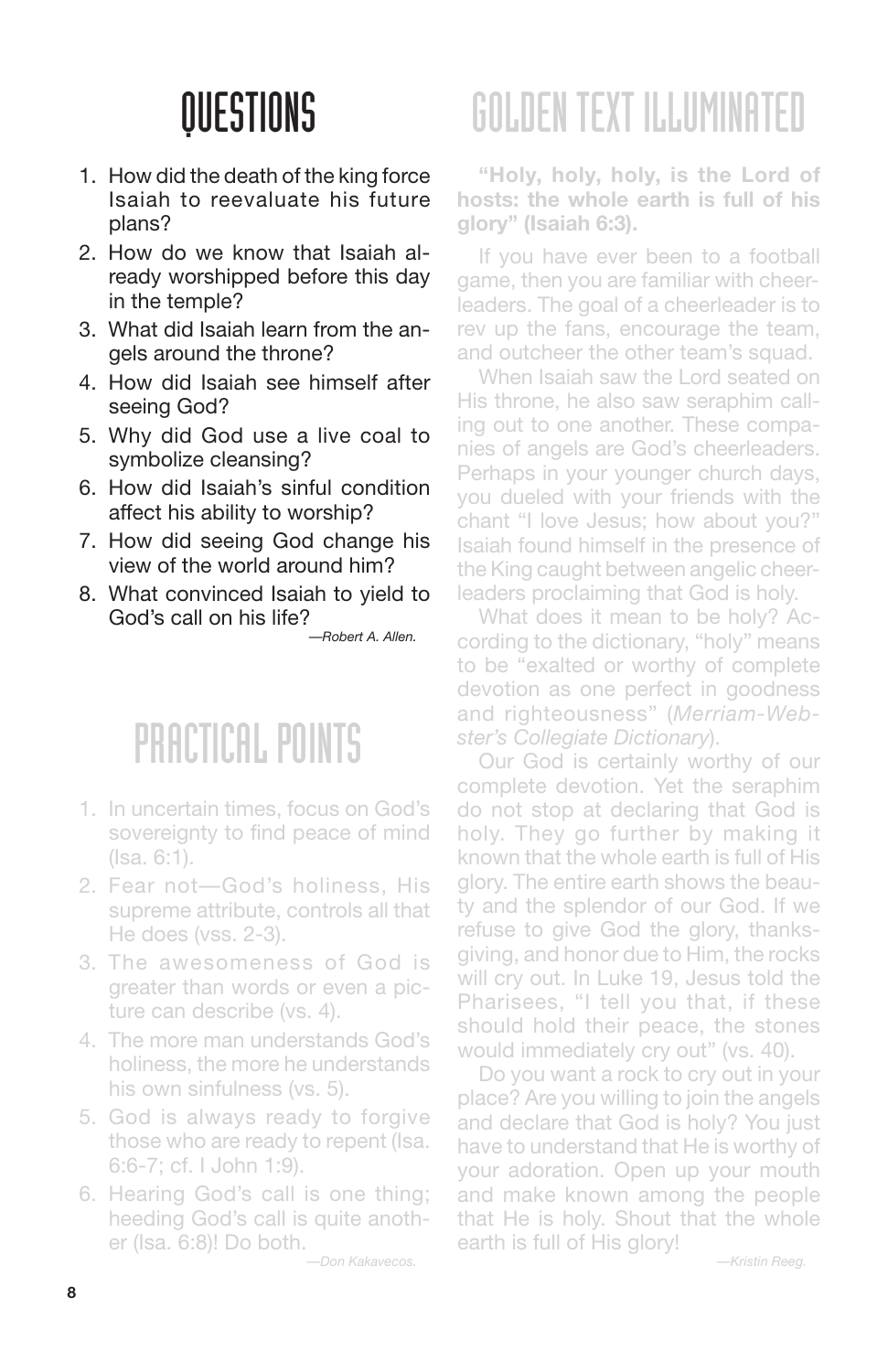# QUESTIONS

1. How did the death of the king force Isaiah to reevaluate his future plans?
2. How do we know that Isaiah already worshipped before this day in the temple?
3. What did Isaiah learn from the angels around the throne?
4. How did Isaiah see himself after seeing God?
5. Why did God use a live coal to symbolize cleansing?
6. How did Isaiah's sinful condition affect his ability to worship?
7. How did seeing God change his view of the world around him?
8. What convinced Isaiah to yield to God's call on his life?

*—Robert A. Allen.*

# PRACTICAL POINTS

1. In uncertain times, focus on God's sovereignty to find peace of mind (Isa. 6:1).
2. Fear not—God's holiness, His supreme attribute, controls all that He does (vss. 2-3).
3. The awesomeness of God is greater than words or even a picture can describe (vs. 4).
4. The more man understands God's holiness, the more he understands his own sinfulness (vs. 5).
5. God is always ready to forgive those who are ready to repent (Isa. 6:6-7; cf. I John 1:9).
6. Hearing God's call is one thing; heeding God's call is quite another (Isa. 6:8)! Do both.

*—Don Kakavecos.*

# GOLDEN TEXT ILLUMINATED

**"Holy, holy, holy, is the Lord of hosts: the whole earth is full of his glory" (Isaiah 6:3).**

If you have ever been to a football game, then you are familiar with cheerleaders. The goal of a cheerleader is to rev up the fans, encourage the team, and outcheer the other team's squad.

When Isaiah saw the Lord seated on His throne, he also saw seraphim calling out to one another. These companies of angels are God's cheerleaders. Perhaps in your younger church days, you dueled with your friends with the chant "I love Jesus; how about you?" Isaiah found himself in the presence of the King caught between angelic cheerleaders proclaiming that God is holy.

What does it mean to be holy? According to the dictionary, "holy" means to be "exalted or worthy of complete devotion as one perfect in goodness and righteousness" (*Merriam-Webster's Collegiate Dictionary*).

Our God is certainly worthy of our complete devotion. Yet the seraphim do not stop at declaring that God is holy. They go further by making it known that the whole earth is full of His glory. The entire earth shows the beauty and the splendor of our God. If we refuse to give God the glory, thanksgiving, and honor due to Him, the rocks will cry out. In Luke 19, Jesus told the Pharisees, "I tell you that, if these should hold their peace, the stones would immediately cry out" (vs. 40).

Do you want a rock to cry out in your place? Are you willing to join the angels and declare that God is holy? You just have to understand that He is worthy of your adoration. Open up your mouth and make known among the people that He is holy. Shout that the whole earth is full of His glory!

*—Kristin Reeg.*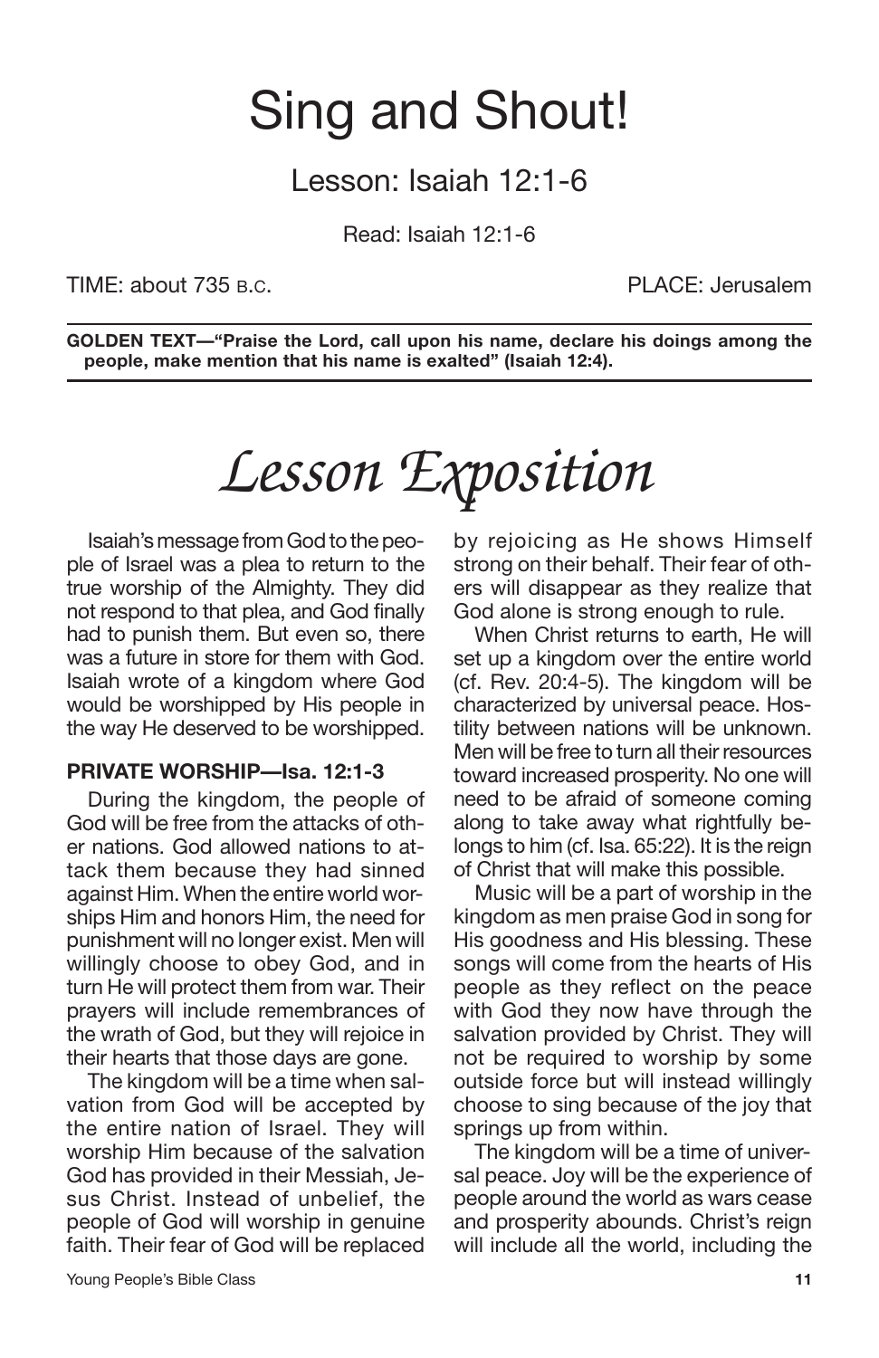# Sing and Shout!

## Lesson: Isaiah 12:1-6

Read: Isaiah 12:1-6

TIME: about 735 B.C. PLACE: Jerusalem

**GOLDEN TEXT—"Praise the Lord, call upon his name, declare his doings among the people, make mention that his name is exalted" (Isaiah 12:4).**

# *Lesson Exposition*

Isaiah's message from God to the people of Israel was a plea to return to the true worship of the Almighty. They did not respond to that plea, and God finally had to punish them. But even so, there was a future in store for them with God. Isaiah wrote of a kingdom where God would be worshipped by His people in the way He deserved to be worshipped.

### PRIVATE WORSHIP—Isa. 12:1-3

During the kingdom, the people of God will be free from the attacks of other nations. God allowed nations to attack them because they had sinned against Him. When the entire world worships Him and honors Him, the need for punishment will no longer exist. Men will willingly choose to obey God, and in turn He will protect them from war. Their prayers will include remembrances of the wrath of God, but they will rejoice in their hearts that those days are gone.

The kingdom will be a time when salvation from God will be accepted by the entire nation of Israel. They will worship Him because of the salvation God has provided in their Messiah, Jesus Christ. Instead of unbelief, the people of God will worship in genuine faith. Their fear of God will be replaced by rejoicing as He shows Himself strong on their behalf. Their fear of others will disappear as they realize that God alone is strong enough to rule.

When Christ returns to earth, He will set up a kingdom over the entire world (cf. Rev. 20:4-5). The kingdom will be characterized by universal peace. Hostility between nations will be unknown. Men will be free to turn all their resources toward increased prosperity. No one will need to be afraid of someone coming along to take away what rightfully belongs to him (cf. Isa. 65:22). It is the reign of Christ that will make this possible.

Music will be a part of worship in the kingdom as men praise God in song for His goodness and His blessing. These songs will come from the hearts of His people as they reflect on the peace with God they now have through the salvation provided by Christ. They will not be required to worship by some outside force but will instead willingly choose to sing because of the joy that springs up from within.

The kingdom will be a time of universal peace. Joy will be the experience of people around the world as wars cease and prosperity abounds. Christ's reign will include all the world, including the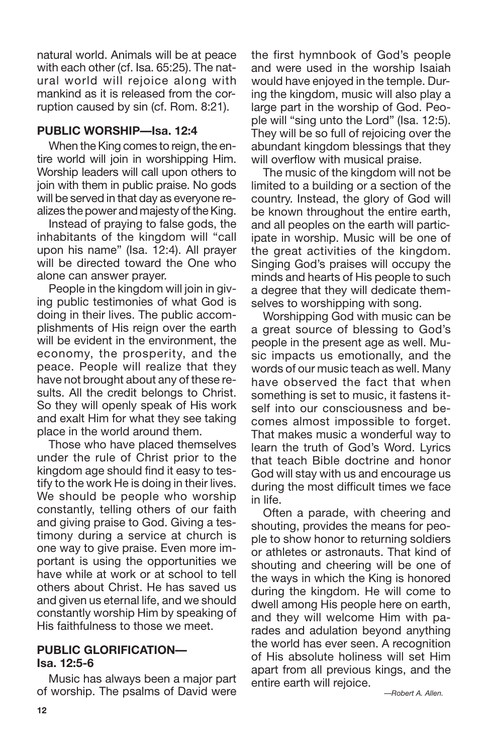natural world. Animals will be at peace with each other (cf. Isa. 65:25). The natural world will rejoice along with mankind as it is released from the corruption caused by sin (cf. Rom. 8:21).

### PUBLIC WORSHIP—Isa. 12:4

When the King comes to reign, the entire world will join in worshipping Him. Worship leaders will call upon others to join with them in public praise. No gods will be served in that day as everyone realizes the power and majesty of the King.

Instead of praying to false gods, the inhabitants of the kingdom will "call upon his name" (Isa. 12:4). All prayer will be directed toward the One who alone can answer prayer.

People in the kingdom will join in giving public testimonies of what God is doing in their lives. The public accomplishments of His reign over the earth will be evident in the environment, the economy, the prosperity, and the peace. People will realize that they have not brought about any of these results. All the credit belongs to Christ. So they will openly speak of His work and exalt Him for what they see taking place in the world around them.

Those who have placed themselves under the rule of Christ prior to the kingdom age should find it easy to testify to the work He is doing in their lives. We should be people who worship constantly, telling others of our faith and giving praise to God. Giving a testimony during a service at church is one way to give praise. Even more important is using the opportunities we have while at work or at school to tell others about Christ. He has saved us and given us eternal life, and we should constantly worship Him by speaking of His faithfulness to those we meet.

### PUBLIC GLORIFICATION—Isa. 12:5-6

Music has always been a major part of worship. The psalms of David were the first hymnbook of God's people and were used in the worship Isaiah would have enjoyed in the temple. During the kingdom, music will also play a large part in the worship of God. People will "sing unto the Lord" (Isa. 12:5). They will be so full of rejoicing over the abundant kingdom blessings that they will overflow with musical praise.

The music of the kingdom will not be limited to a building or a section of the country. Instead, the glory of God will be known throughout the entire earth, and all peoples on the earth will participate in worship. Music will be one of the great activities of the kingdom. Singing God's praises will occupy the minds and hearts of His people to such a degree that they will dedicate themselves to worshipping with song.

Worshipping God with music can be a great source of blessing to God's people in the present age as well. Music impacts us emotionally, and the words of our music teach as well. Many have observed the fact that when something is set to music, it fastens itself into our consciousness and becomes almost impossible to forget. That makes music a wonderful way to learn the truth of God's Word. Lyrics that teach Bible doctrine and honor God will stay with us and encourage us during the most difficult times we face in life.

Often a parade, with cheering and shouting, provides the means for people to show honor to returning soldiers or athletes or astronauts. That kind of shouting and cheering will be one of the ways in which the King is honored during the kingdom. He will come to dwell among His people here on earth, and they will welcome Him with parades and adulation beyond anything the world has ever seen. A recognition of His absolute holiness will set Him apart from all previous kings, and the entire earth will rejoice.

*—Robert A. Allen.*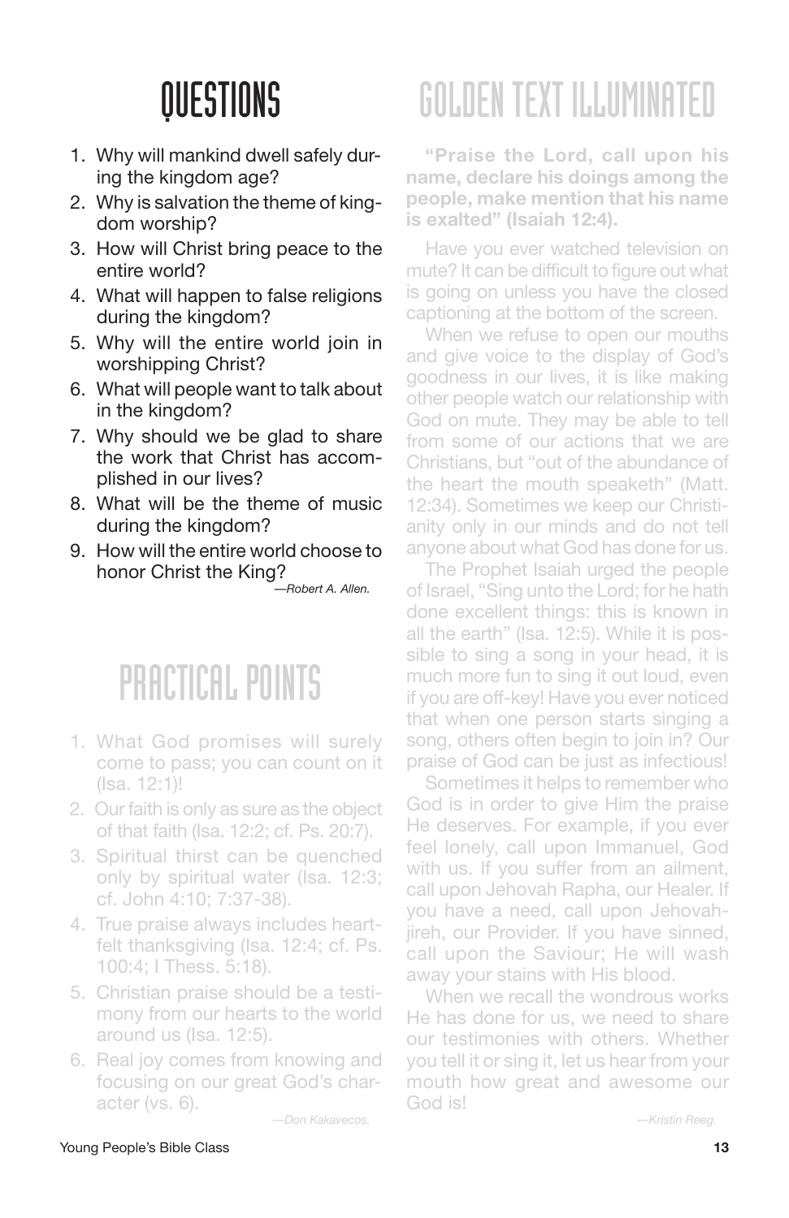## QUESTIONS

1. Why will mankind dwell safely during the kingdom age?
2. Why is salvation the theme of kingdom worship?
3. How will Christ bring peace to the entire world?
4. What will happen to false religions during the kingdom?
5. Why will the entire world join in worshipping Christ?
6. What will people want to talk about in the kingdom?
7. Why should we be glad to share the work that Christ has accomplished in our lives?
8. What will be the theme of music during the kingdom?
9. How will the entire world choose to honor Christ the King?

*—Robert A. Allen.*

## PRACTICAL POINTS

1. What God promises will surely come to pass; you can count on it (Isa. 12:1)!
2. Our faith is only as sure as the object of that faith (Isa. 12:2; cf. Ps. 20:7).
3. Spiritual thirst can be quenched only by spiritual water (Isa. 12:3; cf. John 4:10; 7:37-38).
4. True praise always includes heartfelt thanksgiving (Isa. 12:4; cf. Ps. 100:4; I Thess. 5:18).
5. Christian praise should be a testimony from our hearts to the world around us (Isa. 12:5).
6. Real joy comes from knowing and focusing on our great God's character (vs. 6).

*—Don Kakavecos.*

## GOLDEN TEXT ILLUMINATED

**"Praise the Lord, call upon his name, declare his doings among the people, make mention that his name is exalted" (Isaiah 12:4).**

Have you ever watched television on mute? It can be difficult to figure out what is going on unless you have the closed captioning at the bottom of the screen.

When we refuse to open our mouths and give voice to the display of God's goodness in our lives, it is like making other people watch our relationship with God on mute. They may be able to tell from some of our actions that we are Christians, but "out of the abundance of the heart the mouth speaketh" (Matt. 12:34). Sometimes we keep our Christianity only in our minds and do not tell anyone about what God has done for us.

The Prophet Isaiah urged the people of Israel, "Sing unto the Lord; for he hath done excellent things: this is known in all the earth" (Isa. 12:5). While it is possible to sing a song in your head, it is much more fun to sing it out loud, even if you are off-key! Have you ever noticed that when one person starts singing a song, others often begin to join in? Our praise of God can be just as infectious!

Sometimes it helps to remember who God is in order to give Him the praise He deserves. For example, if you ever feel lonely, call upon Immanuel, God with us. If you suffer from an ailment, call upon Jehovah Rapha, our Healer. If you have a need, call upon Jehovah-jireh, our Provider. If you have sinned, call upon the Saviour; He will wash away your stains with His blood.

When we recall the wondrous works He has done for us, we need to share our testimonies with others. Whether you tell it or sing it, let us hear from your mouth how great and awesome our God is!

*—Kristin Reeg.*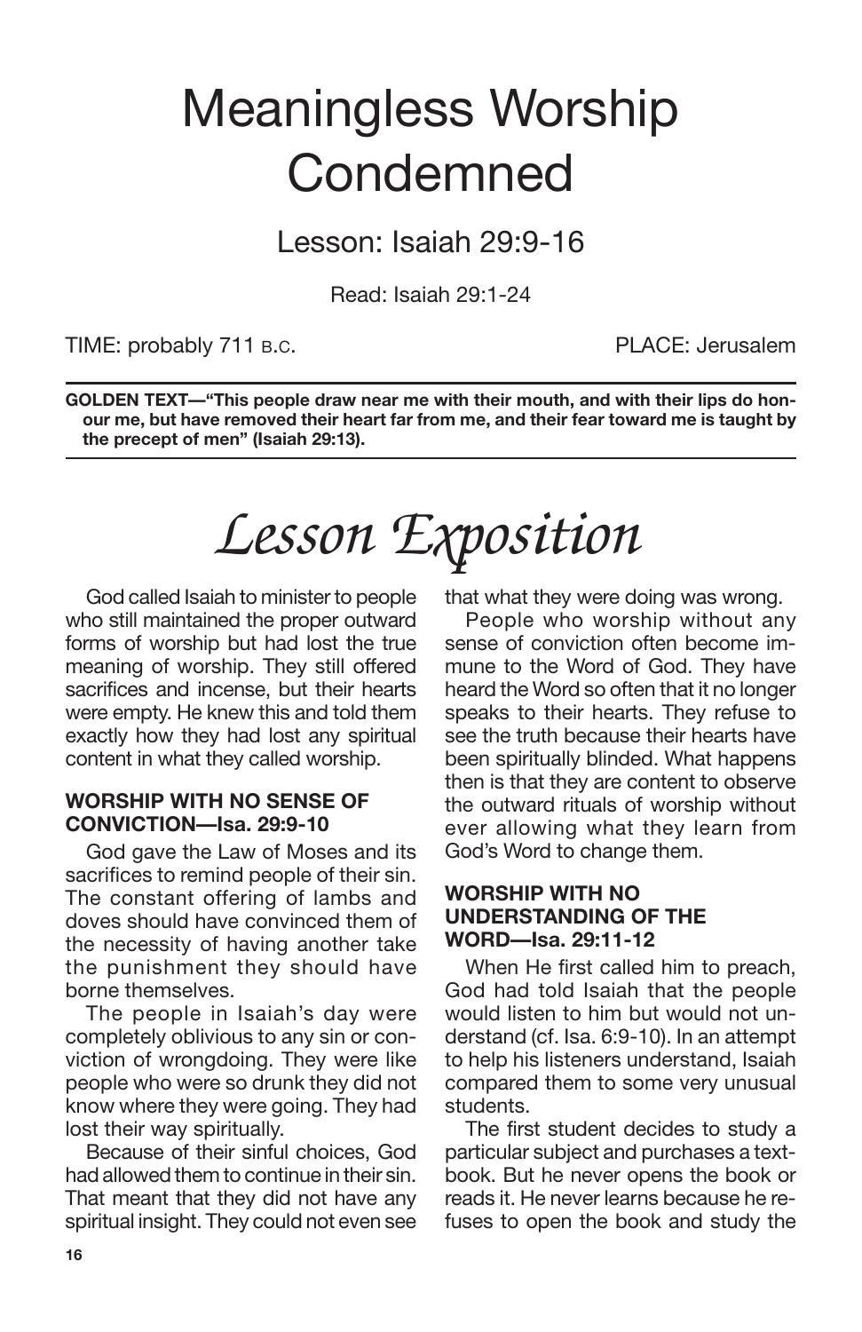# Meaningless Worship Condemned

## Lesson: Isaiah 29:9-16

Read: Isaiah 29:1-24

TIME: probably 711 B.C. PLACE: Jerusalem

**GOLDEN TEXT—"This people draw near me with their mouth, and with their lips do honour me, but have removed their heart far from me, and their fear toward me is taught by the precept of men" (Isaiah 29:13).**

# *Lesson Exposition*

God called Isaiah to minister to people who still maintained the proper outward forms of worship but had lost the true meaning of worship. They still offered sacrifices and incense, but their hearts were empty. He knew this and told them exactly how they had lost any spiritual content in what they called worship.

### WORSHIP WITH NO SENSE OF CONVICTION—Isa. 29:9-10

God gave the Law of Moses and its sacrifices to remind people of their sin. The constant offering of lambs and doves should have convinced them of the necessity of having another take the punishment they should have borne themselves.

The people in Isaiah's day were completely oblivious to any sin or conviction of wrongdoing. They were like people who were so drunk they did not know where they were going. They had lost their way spiritually.

Because of their sinful choices, God had allowed them to continue in their sin. That meant that they did not have any spiritual insight. They could not even see that what they were doing was wrong.

People who worship without any sense of conviction often become immune to the Word of God. They have heard the Word so often that it no longer speaks to their hearts. They refuse to see the truth because their hearts have been spiritually blinded. What happens then is that they are content to observe the outward rituals of worship without ever allowing what they learn from God's Word to change them.

### WORSHIP WITH NO UNDERSTANDING OF THE WORD—Isa. 29:11-12

When He first called him to preach, God had told Isaiah that the people would listen to him but would not understand (cf. Isa. 6:9-10). In an attempt to help his listeners understand, Isaiah compared them to some very unusual students.

The first student decides to study a particular subject and purchases a textbook. But he never opens the book or reads it. He never learns because he refuses to open the book and study the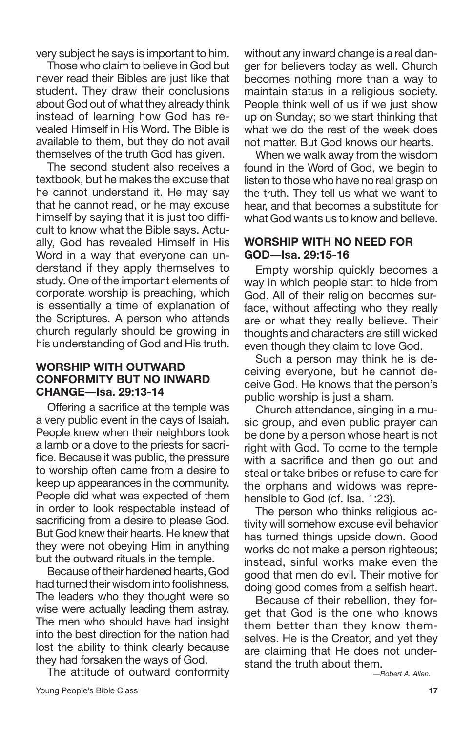very subject he says is important to him.

Those who claim to believe in God but never read their Bibles are just like that student. They draw their conclusions about God out of what they already think instead of learning how God has revealed Himself in His Word. The Bible is available to them, but they do not avail themselves of the truth God has given.

The second student also receives a textbook, but he makes the excuse that he cannot understand it. He may say that he cannot read, or he may excuse himself by saying that it is just too difficult to know what the Bible says. Actually, God has revealed Himself in His Word in a way that everyone can understand if they apply themselves to study. One of the important elements of corporate worship is preaching, which is essentially a time of explanation of the Scriptures. A person who attends church regularly should be growing in his understanding of God and His truth.

### WORSHIP WITH OUTWARD CONFORMITY BUT NO INWARD CHANGE—Isa. 29:13-14

Offering a sacrifice at the temple was a very public event in the days of Isaiah. People knew when their neighbors took a lamb or a dove to the priests for sacrifice. Because it was public, the pressure to worship often came from a desire to keep up appearances in the community. People did what was expected of them in order to look respectable instead of sacrificing from a desire to please God. But God knew their hearts. He knew that they were not obeying Him in anything but the outward rituals in the temple.

Because of their hardened hearts, God had turned their wisdom into foolishness. The leaders who they thought were so wise were actually leading them astray. The men who should have had insight into the best direction for the nation had lost the ability to think clearly because they had forsaken the ways of God.

The attitude of outward conformity without any inward change is a real danger for believers today as well. Church becomes nothing more than a way to maintain status in a religious society. People think well of us if we just show up on Sunday; so we start thinking that what we do the rest of the week does not matter. But God knows our hearts.

When we walk away from the wisdom found in the Word of God, we begin to listen to those who have no real grasp on the truth. They tell us what we want to hear, and that becomes a substitute for what God wants us to know and believe.

### WORSHIP WITH NO NEED FOR GOD—Isa. 29:15-16

Empty worship quickly becomes a way in which people start to hide from God. All of their religion becomes surface, without affecting who they really are or what they really believe. Their thoughts and characters are still wicked even though they claim to love God.

Such a person may think he is deceiving everyone, but he cannot deceive God. He knows that the person's public worship is just a sham.

Church attendance, singing in a music group, and even public prayer can be done by a person whose heart is not right with God. To come to the temple with a sacrifice and then go out and steal or take bribes or refuse to care for the orphans and widows was reprehensible to God (cf. Isa. 1:23).

The person who thinks religious activity will somehow excuse evil behavior has turned things upside down. Good works do not make a person righteous; instead, sinful works make even the good that men do evil. Their motive for doing good comes from a selfish heart.

Because of their rebellion, they forget that God is the one who knows them better than they know themselves. He is the Creator, and yet they are claiming that He does not understand the truth about them.

*—Robert A. Allen.*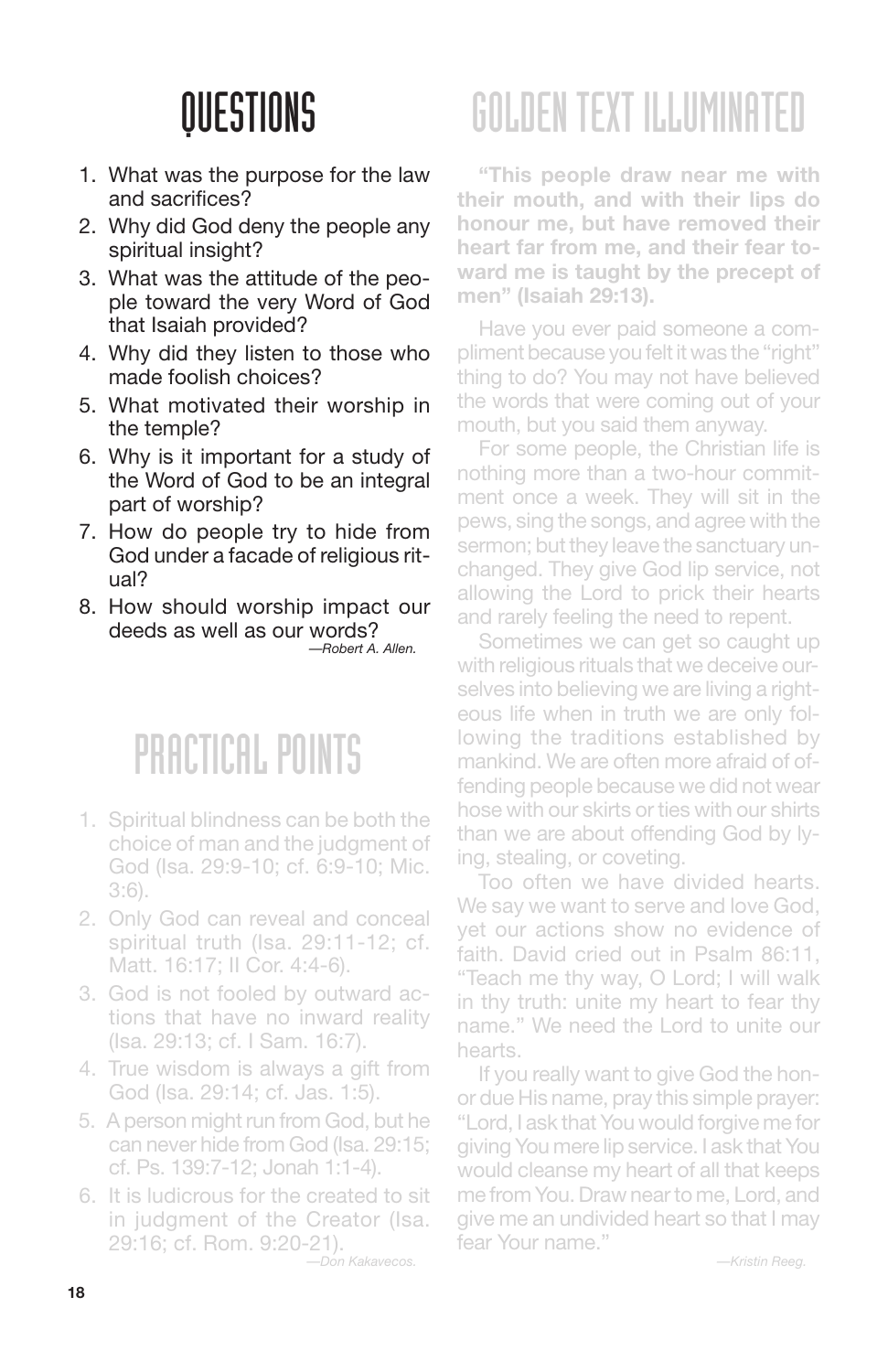# QUESTIONS

1. What was the purpose for the law and sacrifices?
2. Why did God deny the people any spiritual insight?
3. What was the attitude of the people toward the very Word of God that Isaiah provided?
4. Why did they listen to those who made foolish choices?
5. What motivated their worship in the temple?
6. Why is it important for a study of the Word of God to be an integral part of worship?
7. How do people try to hide from God under a facade of religious ritual?
8. How should worship impact our deeds as well as our words?

*—Robert A. Allen.*

# PRACTICAL POINTS

1. Spiritual blindness can be both the choice of man and the judgment of God (Isa. 29:9-10; cf. 6:9-10; Mic. 3:6).
2. Only God can reveal and conceal spiritual truth (Isa. 29:11-12; cf. Matt. 16:17; II Cor. 4:4-6).
3. God is not fooled by outward actions that have no inward reality (Isa. 29:13; cf. I Sam. 16:7).
4. True wisdom is always a gift from God (Isa. 29:14; cf. Jas. 1:5).
5. A person might run from God, but he can never hide from God (Isa. 29:15; cf. Ps. 139:7-12; Jonah 1:1-4).
6. It is ludicrous for the created to sit in judgment of the Creator (Isa. 29:16; cf. Rom. 9:20-21).

*—Don Kakavecos.*

# GOLDEN TEXT ILLUMINATED

**"This people draw near me with their mouth, and with their lips do honour me, but have removed their heart far from me, and their fear toward me is taught by the precept of men" (Isaiah 29:13).**

Have you ever paid someone a compliment because you felt it was the "right" thing to do? You may not have believed the words that were coming out of your mouth, but you said them anyway.

For some people, the Christian life is nothing more than a two-hour commitment once a week. They will sit in the pews, sing the songs, and agree with the sermon; but they leave the sanctuary unchanged. They give God lip service, not allowing the Lord to prick their hearts and rarely feeling the need to repent.

Sometimes we can get so caught up with religious rituals that we deceive ourselves into believing we are living a righteous life when in truth we are only following the traditions established by mankind. We are often more afraid of offending people because we did not wear hose with our skirts or ties with our shirts than we are about offending God by lying, stealing, or coveting.

Too often we have divided hearts. We say we want to serve and love God, yet our actions show no evidence of faith. David cried out in Psalm 86:11, "Teach me thy way, O Lord; I will walk in thy truth: unite my heart to fear thy name." We need the Lord to unite our hearts.

If you really want to give God the honor due His name, pray this simple prayer: "Lord, I ask that You would forgive me for giving You mere lip service. I ask that You would cleanse my heart of all that keeps me from You. Draw near to me, Lord, and give me an undivided heart so that I may fear Your name."

*—Kristin Reeg.*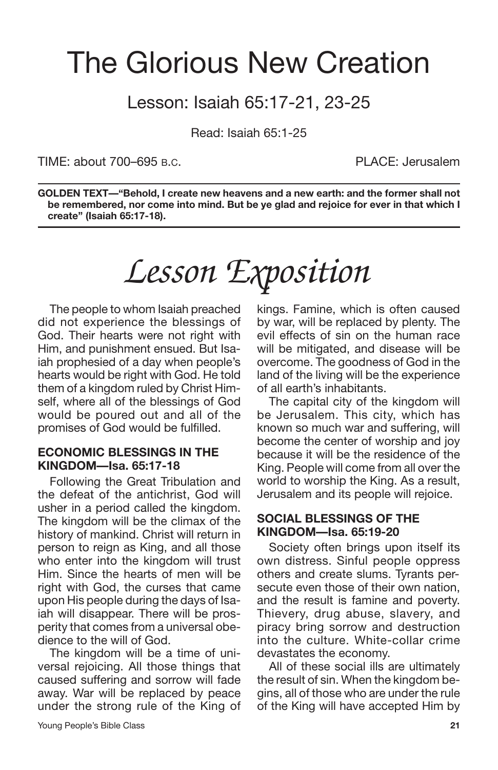# The Glorious New Creation

## Lesson: Isaiah 65:17-21, 23-25

Read: Isaiah 65:1-25

TIME: about 700–695 B.C.  PLACE: Jerusalem

**GOLDEN TEXT—"Behold, I create new heavens and a new earth: and the former shall not be remembered, nor come into mind. But be ye glad and rejoice for ever in that which I create" (Isaiah 65:17-18).**

# *Lesson Exposition*

The people to whom Isaiah preached did not experience the blessings of God. Their hearts were not right with Him, and punishment ensued. But Isaiah prophesied of a day when people's hearts would be right with God. He told them of a kingdom ruled by Christ Himself, where all of the blessings of God would be poured out and all of the promises of God would be fulfilled.

### ECONOMIC BLESSINGS IN THE KINGDOM—Isa. 65:17-18

Following the Great Tribulation and the defeat of the antichrist, God will usher in a period called the kingdom. The kingdom will be the climax of the history of mankind. Christ will return in person to reign as King, and all those who enter into the kingdom will trust Him. Since the hearts of men will be right with God, the curses that came upon His people during the days of Isaiah will disappear. There will be prosperity that comes from a universal obedience to the will of God.

The kingdom will be a time of universal rejoicing. All those things that caused suffering and sorrow will fade away. War will be replaced by peace under the strong rule of the King of kings. Famine, which is often caused by war, will be replaced by plenty. The evil effects of sin on the human race will be mitigated, and disease will be overcome. The goodness of God in the land of the living will be the experience of all earth's inhabitants.

The capital city of the kingdom will be Jerusalem. This city, which has known so much war and suffering, will become the center of worship and joy because it will be the residence of the King. People will come from all over the world to worship the King. As a result, Jerusalem and its people will rejoice.

### SOCIAL BLESSINGS OF THE KINGDOM—Isa. 65:19-20

Society often brings upon itself its own distress. Sinful people oppress others and create slums. Tyrants persecute even those of their own nation, and the result is famine and poverty. Thievery, drug abuse, slavery, and piracy bring sorrow and destruction into the culture. White-collar crime devastates the economy.

All of these social ills are ultimately the result of sin. When the kingdom begins, all of those who are under the rule of the King will have accepted Him by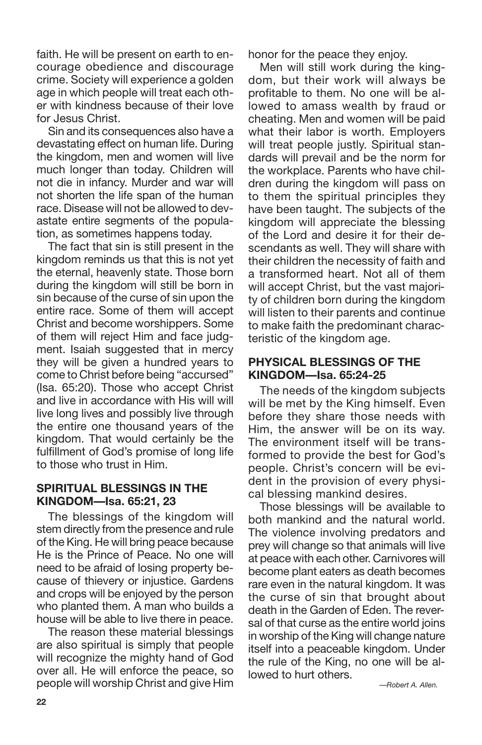faith. He will be present on earth to encourage obedience and discourage crime. Society will experience a golden age in which people will treat each other with kindness because of their love for Jesus Christ.

Sin and its consequences also have a devastating effect on human life. During the kingdom, men and women will live much longer than today. Children will not die in infancy. Murder and war will not shorten the life span of the human race. Disease will not be allowed to devastate entire segments of the population, as sometimes happens today.

The fact that sin is still present in the kingdom reminds us that this is not yet the eternal, heavenly state. Those born during the kingdom will still be born in sin because of the curse of sin upon the entire race. Some of them will accept Christ and become worshippers. Some of them will reject Him and face judgment. Isaiah suggested that in mercy they will be given a hundred years to come to Christ before being "accursed" (Isa. 65:20). Those who accept Christ and live in accordance with His will will live long lives and possibly live through the entire one thousand years of the kingdom. That would certainly be the fulfillment of God's promise of long life to those who trust in Him.

## SPIRITUAL BLESSINGS IN THE KINGDOM—Isa. 65:21, 23

The blessings of the kingdom will stem directly from the presence and rule of the King. He will bring peace because He is the Prince of Peace. No one will need to be afraid of losing property because of thievery or injustice. Gardens and crops will be enjoyed by the person who planted them. A man who builds a house will be able to live there in peace.

The reason these material blessings are also spiritual is simply that people will recognize the mighty hand of God over all. He will enforce the peace, so people will worship Christ and give Him honor for the peace they enjoy.

Men will still work during the kingdom, but their work will always be profitable to them. No one will be allowed to amass wealth by fraud or cheating. Men and women will be paid what their labor is worth. Employers will treat people justly. Spiritual standards will prevail and be the norm for the workplace. Parents who have children during the kingdom will pass on to them the spiritual principles they have been taught. The subjects of the kingdom will appreciate the blessing of the Lord and desire it for their descendants as well. They will share with their children the necessity of faith and a transformed heart. Not all of them will accept Christ, but the vast majority of children born during the kingdom will listen to their parents and continue to make faith the predominant characteristic of the kingdom age.

## PHYSICAL BLESSINGS OF THE KINGDOM—Isa. 65:24-25

The needs of the kingdom subjects will be met by the King himself. Even before they share those needs with Him, the answer will be on its way. The environment itself will be transformed to provide the best for God's people. Christ's concern will be evident in the provision of every physical blessing mankind desires.

Those blessings will be available to both mankind and the natural world. The violence involving predators and prey will change so that animals will live at peace with each other. Carnivores will become plant eaters as death becomes rare even in the natural kingdom. It was the curse of sin that brought about death in the Garden of Eden. The reversal of that curse as the entire world joins in worship of the King will change nature itself into a peaceable kingdom. Under the rule of the King, no one will be allowed to hurt others.

*—Robert A. Allen.*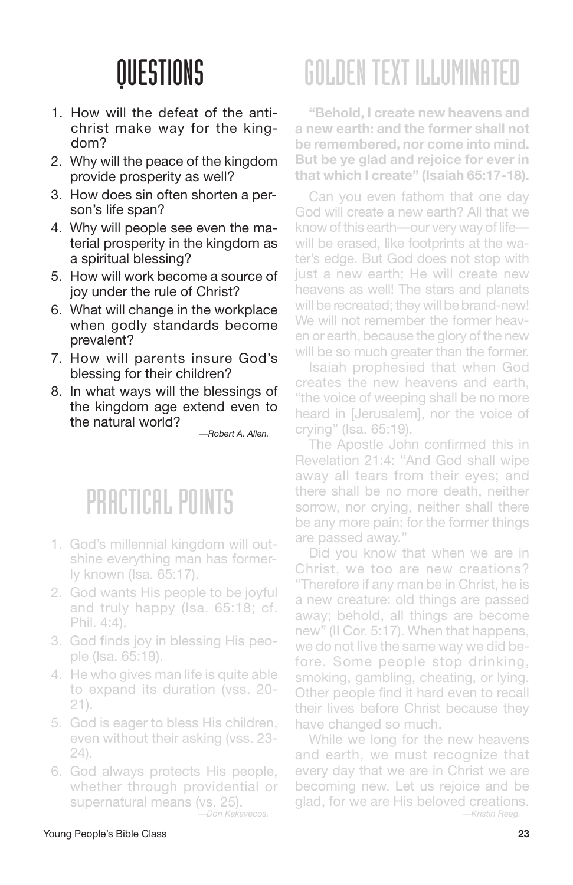# QUESTIONS

1. How will the defeat of the antichrist make way for the kingdom?
2. Why will the peace of the kingdom provide prosperity as well?
3. How does sin often shorten a person's life span?
4. Why will people see even the material prosperity in the kingdom as a spiritual blessing?
5. How will work become a source of joy under the rule of Christ?
6. What will change in the workplace when godly standards become prevalent?
7. How will parents insure God's blessing for their children?
8. In what ways will the blessings of the kingdom age extend even to the natural world?

*—Robert A. Allen.*

# PRACTICAL POINTS

1. God's millennial kingdom will outshine everything man has formerly known (Isa. 65:17).
2. God wants His people to be joyful and truly happy (Isa. 65:18; cf. Phil. 4:4).
3. God finds joy in blessing His people (Isa. 65:19).
4. He who gives man life is quite able to expand its duration (vss. 20-21).
5. God is eager to bless His children, even without their asking (vss. 23-24).
6. God always protects His people, whether through providential or supernatural means (vs. 25).

*—Don Kakavecos.*

# GOLDEN TEXT ILLUMINATED

**"Behold, I create new heavens and a new earth: and the former shall not be remembered, nor come into mind. But be ye glad and rejoice for ever in that which I create" (Isaiah 65:17-18).**

Can you even fathom that one day God will create a new earth? All that we know of this earth—our very way of life—will be erased, like footprints at the water's edge. But God does not stop with just a new earth; He will create new heavens as well! The stars and planets will be recreated; they will be brand-new! We will not remember the former heaven or earth, because the glory of the new will be so much greater than the former.

Isaiah prophesied that when God creates the new heavens and earth, "the voice of weeping shall be no more heard in [Jerusalem], nor the voice of crying" (Isa. 65:19).

The Apostle John confirmed this in Revelation 21:4: "And God shall wipe away all tears from their eyes; and there shall be no more death, neither sorrow, nor crying, neither shall there be any more pain: for the former things are passed away."

Did you know that when we are in Christ, we too are new creations? "Therefore if any man be in Christ, he is a new creature: old things are passed away; behold, all things are become new" (II Cor. 5:17). When that happens, we do not live the same way we did before. Some people stop drinking, smoking, gambling, cheating, or lying. Other people find it hard even to recall their lives before Christ because they have changed so much.

While we long for the new heavens and earth, we must recognize that every day that we are in Christ we are becoming new. Let us rejoice and be glad, for we are His beloved creations.

*—Kristin Reeg.*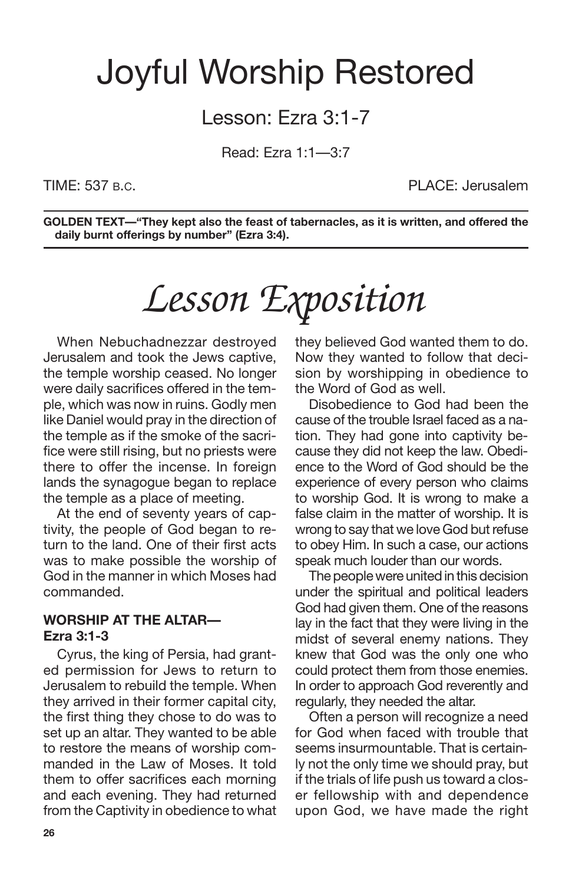# Joyful Worship Restored

## Lesson: Ezra 3:1-7

Read: Ezra 1:1—3:7

TIME: 537 B.C. PLACE: Jerusalem

**GOLDEN TEXT—"They kept also the feast of tabernacles, as it is written, and offered the daily burnt offerings by number" (Ezra 3:4).**

# *Lesson Exposition*

When Nebuchadnezzar destroyed Jerusalem and took the Jews captive, the temple worship ceased. No longer were daily sacrifices offered in the temple, which was now in ruins. Godly men like Daniel would pray in the direction of the temple as if the smoke of the sacrifice were still rising, but no priests were there to offer the incense. In foreign lands the synagogue began to replace the temple as a place of meeting.

At the end of seventy years of captivity, the people of God began to return to the land. One of their first acts was to make possible the worship of God in the manner in which Moses had commanded.

### WORSHIP AT THE ALTAR—Ezra 3:1-3

Cyrus, the king of Persia, had granted permission for Jews to return to Jerusalem to rebuild the temple. When they arrived in their former capital city, the first thing they chose to do was to set up an altar. They wanted to be able to restore the means of worship commanded in the Law of Moses. It told them to offer sacrifices each morning and each evening. They had returned from the Captivity in obedience to what they believed God wanted them to do. Now they wanted to follow that decision by worshipping in obedience to the Word of God as well.

Disobedience to God had been the cause of the trouble Israel faced as a nation. They had gone into captivity because they did not keep the law. Obedience to the Word of God should be the experience of every person who claims to worship God. It is wrong to make a false claim in the matter of worship. It is wrong to say that we love God but refuse to obey Him. In such a case, our actions speak much louder than our words.

The people were united in this decision under the spiritual and political leaders God had given them. One of the reasons lay in the fact that they were living in the midst of several enemy nations. They knew that God was the only one who could protect them from those enemies. In order to approach God reverently and regularly, they needed the altar.

Often a person will recognize a need for God when faced with trouble that seems insurmountable. That is certainly not the only time we should pray, but if the trials of life push us toward a closer fellowship with and dependence upon God, we have made the right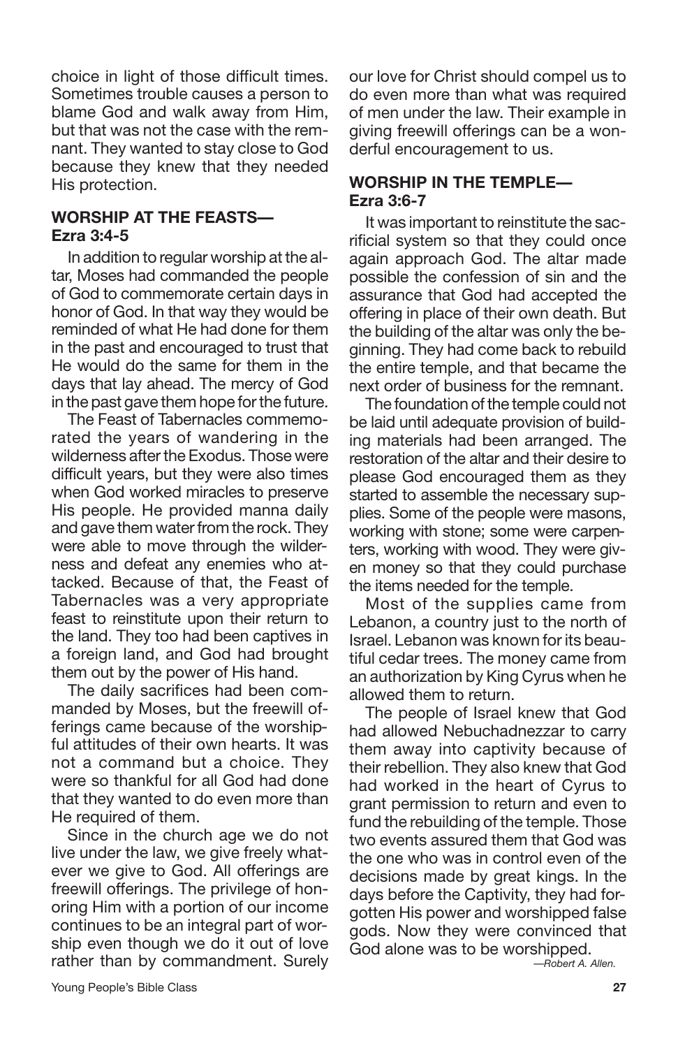choice in light of those difficult times. Sometimes trouble causes a person to blame God and walk away from Him, but that was not the case with the remnant. They wanted to stay close to God because they knew that they needed His protection.

### WORSHIP AT THE FEASTS— Ezra 3:4-5

In addition to regular worship at the altar, Moses had commanded the people of God to commemorate certain days in honor of God. In that way they would be reminded of what He had done for them in the past and encouraged to trust that He would do the same for them in the days that lay ahead. The mercy of God in the past gave them hope for the future.

The Feast of Tabernacles commemorated the years of wandering in the wilderness after the Exodus. Those were difficult years, but they were also times when God worked miracles to preserve His people. He provided manna daily and gave them water from the rock. They were able to move through the wilderness and defeat any enemies who attacked. Because of that, the Feast of Tabernacles was a very appropriate feast to reinstitute upon their return to the land. They too had been captives in a foreign land, and God had brought them out by the power of His hand.

The daily sacrifices had been commanded by Moses, but the freewill offerings came because of the worshipful attitudes of their own hearts. It was not a command but a choice. They were so thankful for all God had done that they wanted to do even more than He required of them.

Since in the church age we do not live under the law, we give freely whatever we give to God. All offerings are freewill offerings. The privilege of honoring Him with a portion of our income continues to be an integral part of worship even though we do it out of love rather than by commandment. Surely our love for Christ should compel us to do even more than what was required of men under the law. Their example in giving freewill offerings can be a wonderful encouragement to us.

### WORSHIP IN THE TEMPLE— Ezra 3:6-7

It was important to reinstitute the sacrificial system so that they could once again approach God. The altar made possible the confession of sin and the assurance that God had accepted the offering in place of their own death. But the building of the altar was only the beginning. They had come back to rebuild the entire temple, and that became the next order of business for the remnant.

The foundation of the temple could not be laid until adequate provision of building materials had been arranged. The restoration of the altar and their desire to please God encouraged them as they started to assemble the necessary supplies. Some of the people were masons, working with stone; some were carpenters, working with wood. They were given money so that they could purchase the items needed for the temple.

Most of the supplies came from Lebanon, a country just to the north of Israel. Lebanon was known for its beautiful cedar trees. The money came from an authorization by King Cyrus when he allowed them to return.

The people of Israel knew that God had allowed Nebuchadnezzar to carry them away into captivity because of their rebellion. They also knew that God had worked in the heart of Cyrus to grant permission to return and even to fund the rebuilding of the temple. Those two events assured them that God was the one who was in control even of the decisions made by great kings. In the days before the Captivity, they had forgotten His power and worshipped false gods. Now they were convinced that God alone was to be worshipped.

*—Robert A. Allen.*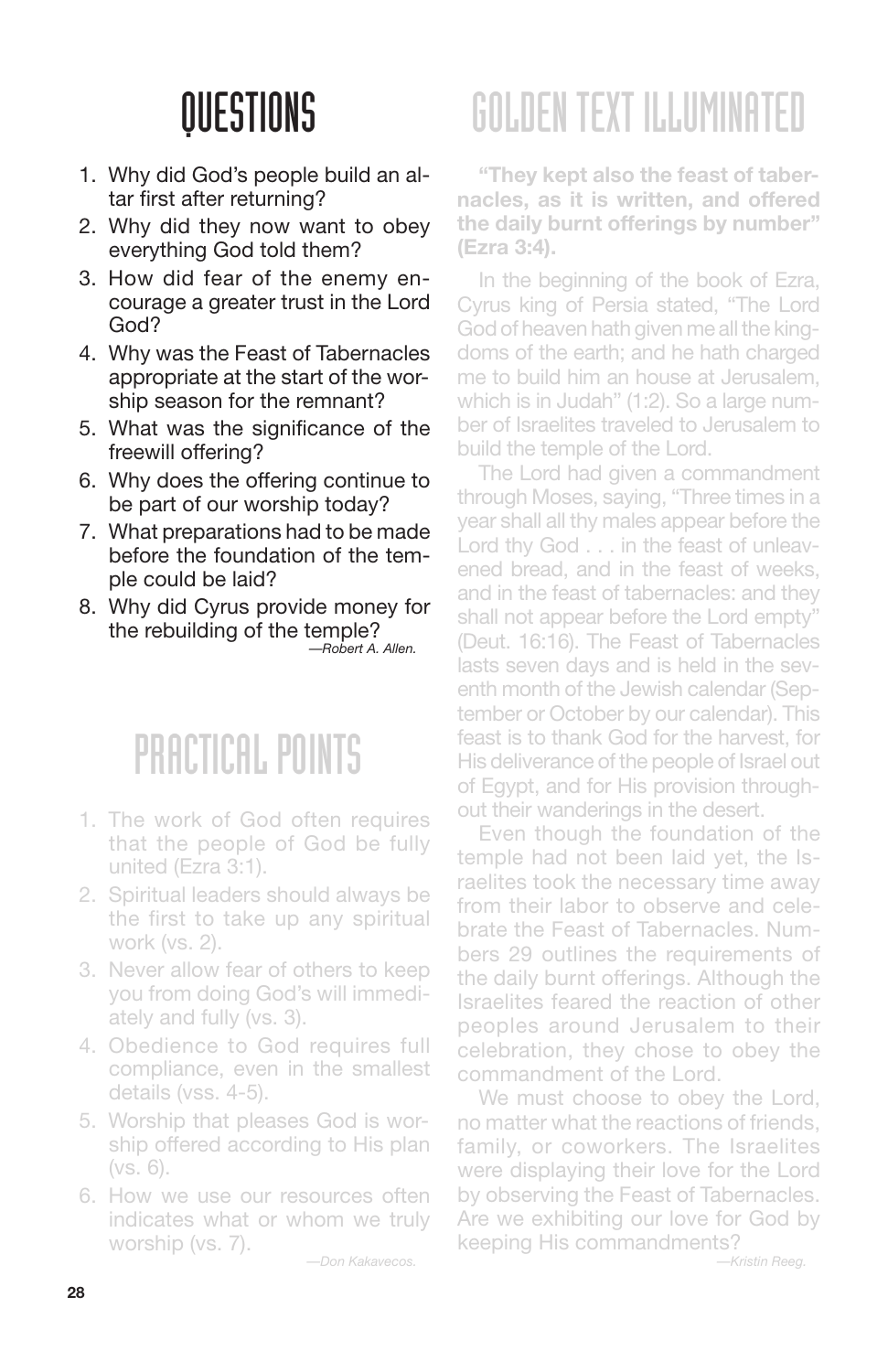## QUESTIONS

1. Why did God's people build an altar first after returning?
2. Why did they now want to obey everything God told them?
3. How did fear of the enemy encourage a greater trust in the Lord God?
4. Why was the Feast of Tabernacles appropriate at the start of the worship season for the remnant?
5. What was the significance of the freewill offering?
6. Why does the offering continue to be part of our worship today?
7. What preparations had to be made before the foundation of the temple could be laid?
8. Why did Cyrus provide money for the rebuilding of the temple?

*—Robert A. Allen.*

## PRACTICAL POINTS

1. The work of God often requires that the people of God be fully united (Ezra 3:1).
2. Spiritual leaders should always be the first to take up any spiritual work (vs. 2).
3. Never allow fear of others to keep you from doing God's will immediately and fully (vs. 3).
4. Obedience to God requires full compliance, even in the smallest details (vss. 4-5).
5. Worship that pleases God is worship offered according to His plan (vs. 6).
6. How we use our resources often indicates what or whom we truly worship (vs. 7).

*—Don Kakavecos.*

## GOLDEN TEXT ILLUMINATED

**"They kept also the feast of tabernacles, as it is written, and offered the daily burnt offerings by number" (Ezra 3:4).**

In the beginning of the book of Ezra, Cyrus king of Persia stated, "The Lord God of heaven hath given me all the kingdoms of the earth; and he hath charged me to build him an house at Jerusalem, which is in Judah" (1:2). So a large number of Israelites traveled to Jerusalem to build the temple of the Lord.

The Lord had given a commandment through Moses, saying, "Three times in a year shall all thy males appear before the Lord thy God . . . in the feast of unleavened bread, and in the feast of weeks, and in the feast of tabernacles: and they shall not appear before the Lord empty" (Deut. 16:16). The Feast of Tabernacles lasts seven days and is held in the seventh month of the Jewish calendar (September or October by our calendar). This feast is to thank God for the harvest, for His deliverance of the people of Israel out of Egypt, and for His provision throughout their wanderings in the desert.

Even though the foundation of the temple had not been laid yet, the Israelites took the necessary time away from their labor to observe and celebrate the Feast of Tabernacles. Numbers 29 outlines the requirements of the daily burnt offerings. Although the Israelites feared the reaction of other peoples around Jerusalem to their celebration, they chose to obey the commandment of the Lord.

We must choose to obey the Lord, no matter what the reactions of friends, family, or coworkers. The Israelites were displaying their love for the Lord by observing the Feast of Tabernacles. Are we exhibiting our love for God by keeping His commandments?

*—Kristin Reeg.*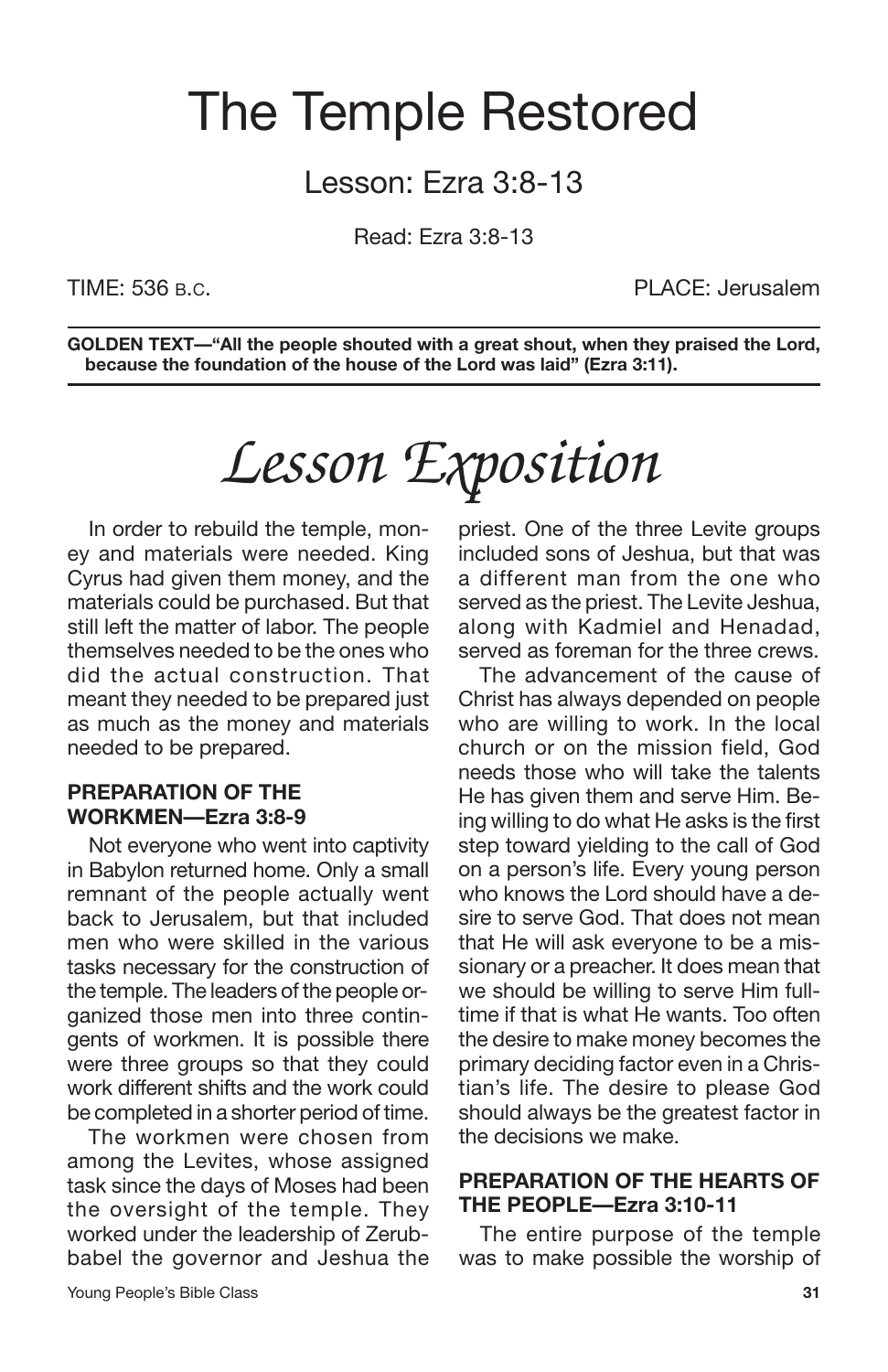# The Temple Restored

## Lesson: Ezra 3:8-13

Read: Ezra 3:8-13

TIME: 536 B.C. PLACE: Jerusalem

**GOLDEN TEXT—"All the people shouted with a great shout, when they praised the Lord, because the foundation of the house of the Lord was laid" (Ezra 3:11).**

# *Lesson Exposition*

In order to rebuild the temple, money and materials were needed. King Cyrus had given them money, and the materials could be purchased. But that still left the matter of labor. The people themselves needed to be the ones who did the actual construction. That meant they needed to be prepared just as much as the money and materials needed to be prepared.

### PREPARATION OF THE WORKMEN—Ezra 3:8-9

Not everyone who went into captivity in Babylon returned home. Only a small remnant of the people actually went back to Jerusalem, but that included men who were skilled in the various tasks necessary for the construction of the temple. The leaders of the people organized those men into three contingents of workmen. It is possible there were three groups so that they could work different shifts and the work could be completed in a shorter period of time.

The workmen were chosen from among the Levites, whose assigned task since the days of Moses had been the oversight of the temple. They worked under the leadership of Zerubbabel the governor and Jeshua the priest. One of the three Levite groups included sons of Jeshua, but that was a different man from the one who served as the priest. The Levite Jeshua, along with Kadmiel and Henadad, served as foreman for the three crews.

The advancement of the cause of Christ has always depended on people who are willing to work. In the local church or on the mission field, God needs those who will take the talents He has given them and serve Him. Being willing to do what He asks is the first step toward yielding to the call of God on a person's life. Every young person who knows the Lord should have a desire to serve God. That does not mean that He will ask everyone to be a missionary or a preacher. It does mean that we should be willing to serve Him full-time if that is what He wants. Too often the desire to make money becomes the primary deciding factor even in a Christian's life. The desire to please God should always be the greatest factor in the decisions we make.

### PREPARATION OF THE HEARTS OF THE PEOPLE—Ezra 3:10-11

The entire purpose of the temple was to make possible the worship of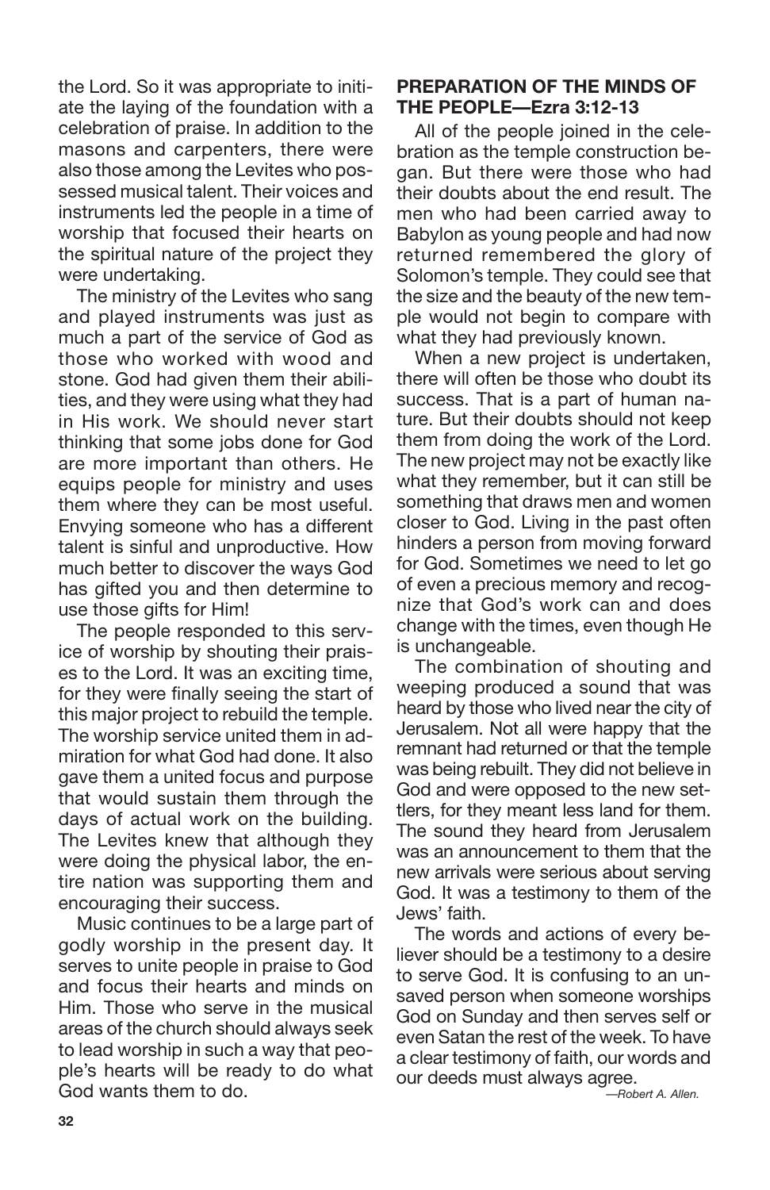the Lord. So it was appropriate to initiate the laying of the foundation with a celebration of praise. In addition to the masons and carpenters, there were also those among the Levites who possessed musical talent. Their voices and instruments led the people in a time of worship that focused their hearts on the spiritual nature of the project they were undertaking.

The ministry of the Levites who sang and played instruments was just as much a part of the service of God as those who worked with wood and stone. God had given them their abilities, and they were using what they had in His work. We should never start thinking that some jobs done for God are more important than others. He equips people for ministry and uses them where they can be most useful. Envying someone who has a different talent is sinful and unproductive. How much better to discover the ways God has gifted you and then determine to use those gifts for Him!

The people responded to this service of worship by shouting their praises to the Lord. It was an exciting time, for they were finally seeing the start of this major project to rebuild the temple. The worship service united them in admiration for what God had done. It also gave them a united focus and purpose that would sustain them through the days of actual work on the building. The Levites knew that although they were doing the physical labor, the entire nation was supporting them and encouraging their success.

Music continues to be a large part of godly worship in the present day. It serves to unite people in praise to God and focus their hearts and minds on Him. Those who serve in the musical areas of the church should always seek to lead worship in such a way that people's hearts will be ready to do what God wants them to do.

### PREPARATION OF THE MINDS OF THE PEOPLE—Ezra 3:12-13

All of the people joined in the celebration as the temple construction began. But there were those who had their doubts about the end result. The men who had been carried away to Babylon as young people and had now returned remembered the glory of Solomon's temple. They could see that the size and the beauty of the new temple would not begin to compare with what they had previously known.

When a new project is undertaken, there will often be those who doubt its success. That is a part of human nature. But their doubts should not keep them from doing the work of the Lord. The new project may not be exactly like what they remember, but it can still be something that draws men and women closer to God. Living in the past often hinders a person from moving forward for God. Sometimes we need to let go of even a precious memory and recognize that God's work can and does change with the times, even though He is unchangeable.

The combination of shouting and weeping produced a sound that was heard by those who lived near the city of Jerusalem. Not all were happy that the remnant had returned or that the temple was being rebuilt. They did not believe in God and were opposed to the new settlers, for they meant less land for them. The sound they heard from Jerusalem was an announcement to them that the new arrivals were serious about serving God. It was a testimony to them of the Jews' faith.

The words and actions of every believer should be a testimony to a desire to serve God. It is confusing to an unsaved person when someone worships God on Sunday and then serves self or even Satan the rest of the week. To have a clear testimony of faith, our words and our deeds must always agree.

*—Robert A. Allen.*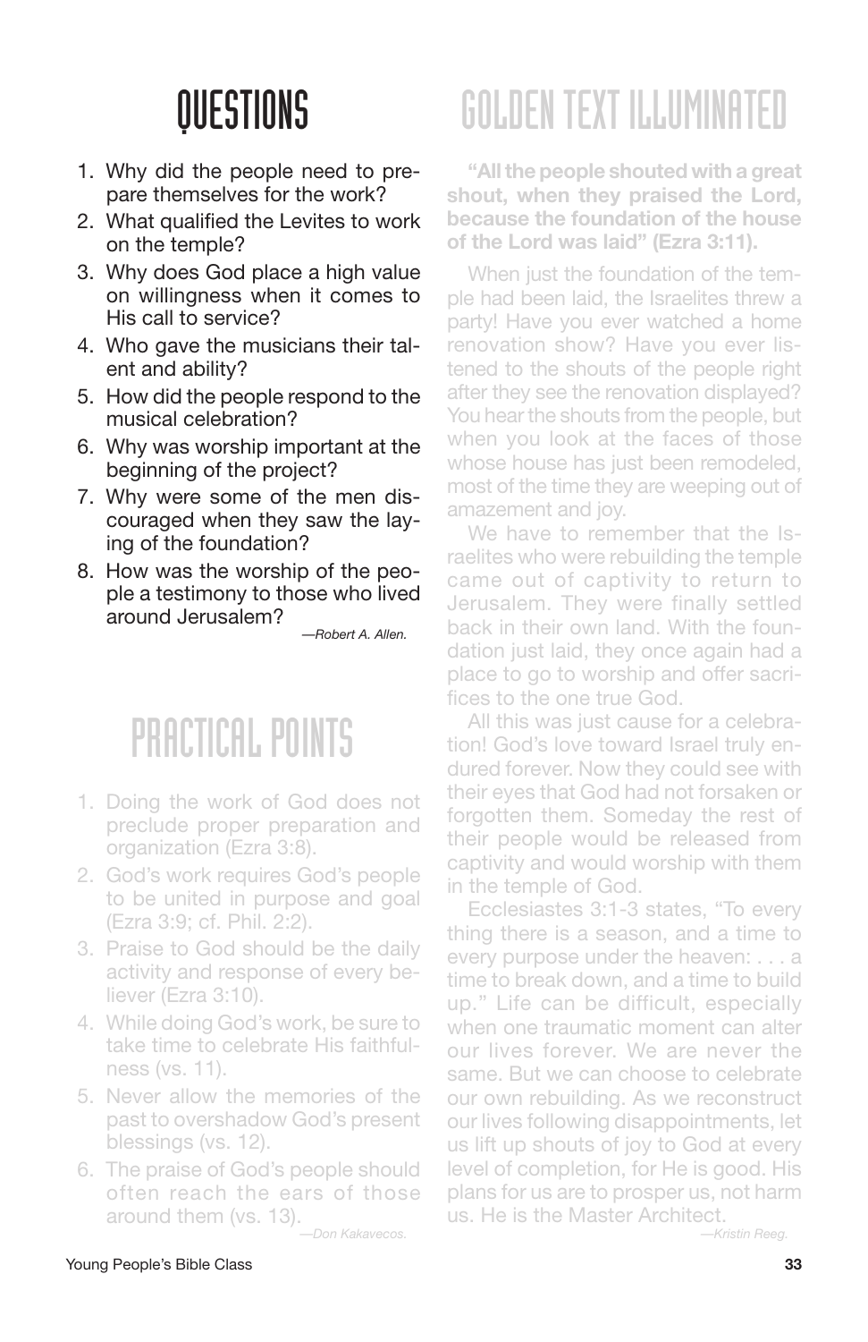## QUESTIONS

1. Why did the people need to prepare themselves for the work?
2. What qualified the Levites to work on the temple?
3. Why does God place a high value on willingness when it comes to His call to service?
4. Who gave the musicians their talent and ability?
5. How did the people respond to the musical celebration?
6. Why was worship important at the beginning of the project?
7. Why were some of the men discouraged when they saw the laying of the foundation?
8. How was the worship of the people a testimony to those who lived around Jerusalem?

*—Robert A. Allen.*

## PRACTICAL POINTS

1. Doing the work of God does not preclude proper preparation and organization (Ezra 3:8).
2. God's work requires God's people to be united in purpose and goal (Ezra 3:9; cf. Phil. 2:2).
3. Praise to God should be the daily activity and response of every believer (Ezra 3:10).
4. While doing God's work, be sure to take time to celebrate His faithfulness (vs. 11).
5. Never allow the memories of the past to overshadow God's present blessings (vs. 12).
6. The praise of God's people should often reach the ears of those around them (vs. 13).

*—Don Kakavecos.*

## GOLDEN TEXT ILLUMINATED

**"All the people shouted with a great shout, when they praised the Lord, because the foundation of the house of the Lord was laid" (Ezra 3:11).**

When just the foundation of the temple had been laid, the Israelites threw a party! Have you ever watched a home renovation show? Have you ever listened to the shouts of the people right after they see the renovation displayed? You hear the shouts from the people, but when you look at the faces of those whose house has just been remodeled, most of the time they are weeping out of amazement and joy.

We have to remember that the Israelites who were rebuilding the temple came out of captivity to return to Jerusalem. They were finally settled back in their own land. With the foundation just laid, they once again had a place to go to worship and offer sacrifices to the one true God.

All this was just cause for a celebration! God's love toward Israel truly endured forever. Now they could see with their eyes that God had not forsaken or forgotten them. Someday the rest of their people would be released from captivity and would worship with them in the temple of God.

Ecclesiastes 3:1-3 states, "To every thing there is a season, and a time to every purpose under the heaven: . . . a time to break down, and a time to build up." Life can be difficult, especially when one traumatic moment can alter our lives forever. We are never the same. But we can choose to celebrate our own rebuilding. As we reconstruct our lives following disappointments, let us lift up shouts of joy to God at every level of completion, for He is good. His plans for us are to prosper us, not harm us. He is the Master Architect.

*—Kristin Reeg.*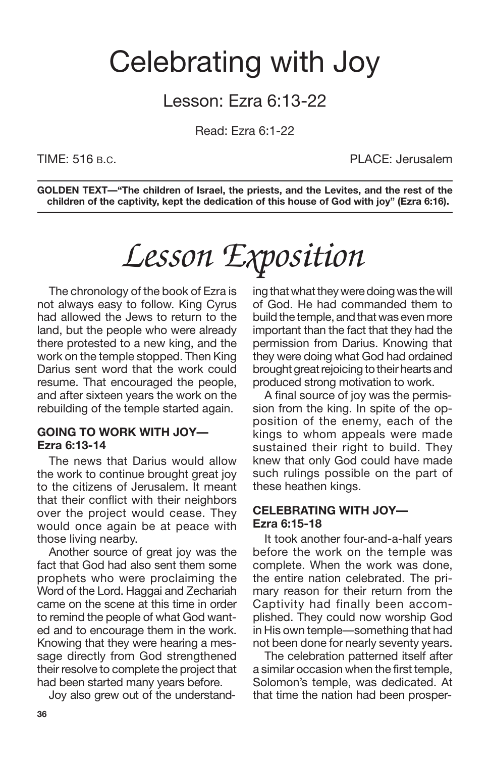# Celebrating with Joy

## Lesson: Ezra 6:13-22

Read: Ezra 6:1-22

TIME: 516 B.C. PLACE: Jerusalem

**GOLDEN TEXT—"The children of Israel, the priests, and the Levites, and the rest of the children of the captivity, kept the dedication of this house of God with joy" (Ezra 6:16).**

# *Lesson Exposition*

The chronology of the book of Ezra is not always easy to follow. King Cyrus had allowed the Jews to return to the land, but the people who were already there protested to a new king, and the work on the temple stopped. Then King Darius sent word that the work could resume. That encouraged the people, and after sixteen years the work on the rebuilding of the temple started again.

### GOING TO WORK WITH JOY—Ezra 6:13-14

The news that Darius would allow the work to continue brought great joy to the citizens of Jerusalem. It meant that their conflict with their neighbors over the project would cease. They would once again be at peace with those living nearby.

Another source of great joy was the fact that God had also sent them some prophets who were proclaiming the Word of the Lord. Haggai and Zechariah came on the scene at this time in order to remind the people of what God wanted and to encourage them in the work. Knowing that they were hearing a message directly from God strengthened their resolve to complete the project that had been started many years before.

Joy also grew out of the understanding that what they were doing was the will of God. He had commanded them to build the temple, and that was even more important than the fact that they had the permission from Darius. Knowing that they were doing what God had ordained brought great rejoicing to their hearts and produced strong motivation to work.

A final source of joy was the permission from the king. In spite of the opposition of the enemy, each of the kings to whom appeals were made sustained their right to build. They knew that only God could have made such rulings possible on the part of these heathen kings.

### CELEBRATING WITH JOY—Ezra 6:15-18

It took another four-and-a-half years before the work on the temple was complete. When the work was done, the entire nation celebrated. The primary reason for their return from the Captivity had finally been accomplished. They could now worship God in His own temple—something that had not been done for nearly seventy years.

The celebration patterned itself after a similar occasion when the first temple, Solomon's temple, was dedicated. At that time the nation had been prosper-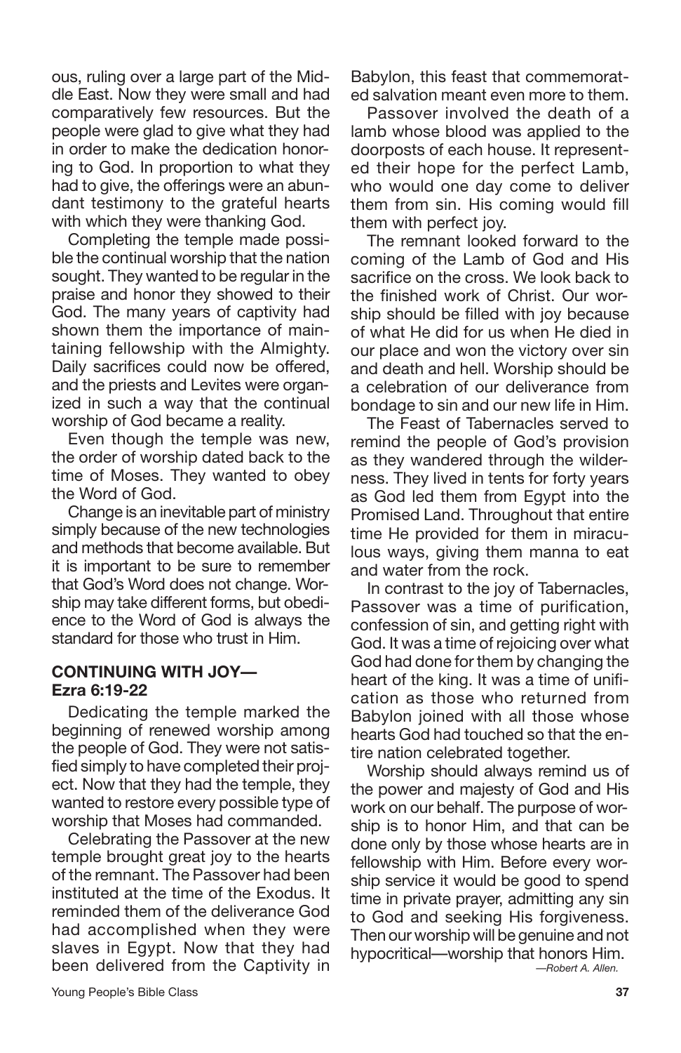ous, ruling over a large part of the Middle East. Now they were small and had comparatively few resources. But the people were glad to give what they had in order to make the dedication honoring to God. In proportion to what they had to give, the offerings were an abundant testimony to the grateful hearts with which they were thanking God.

Completing the temple made possible the continual worship that the nation sought. They wanted to be regular in the praise and honor they showed to their God. The many years of captivity had shown them the importance of maintaining fellowship with the Almighty. Daily sacrifices could now be offered, and the priests and Levites were organized in such a way that the continual worship of God became a reality.

Even though the temple was new, the order of worship dated back to the time of Moses. They wanted to obey the Word of God.

Change is an inevitable part of ministry simply because of the new technologies and methods that become available. But it is important to be sure to remember that God's Word does not change. Worship may take different forms, but obedience to the Word of God is always the standard for those who trust in Him.

### CONTINUING WITH JOY—Ezra 6:19-22

Dedicating the temple marked the beginning of renewed worship among the people of God. They were not satisfied simply to have completed their project. Now that they had the temple, they wanted to restore every possible type of worship that Moses had commanded.

Celebrating the Passover at the new temple brought great joy to the hearts of the remnant. The Passover had been instituted at the time of the Exodus. It reminded them of the deliverance God had accomplished when they were slaves in Egypt. Now that they had been delivered from the Captivity in Babylon, this feast that commemorated salvation meant even more to them.

Passover involved the death of a lamb whose blood was applied to the doorposts of each house. It represented their hope for the perfect Lamb, who would one day come to deliver them from sin. His coming would fill them with perfect joy.

The remnant looked forward to the coming of the Lamb of God and His sacrifice on the cross. We look back to the finished work of Christ. Our worship should be filled with joy because of what He did for us when He died in our place and won the victory over sin and death and hell. Worship should be a celebration of our deliverance from bondage to sin and our new life in Him.

The Feast of Tabernacles served to remind the people of God's provision as they wandered through the wilderness. They lived in tents for forty years as God led them from Egypt into the Promised Land. Throughout that entire time He provided for them in miraculous ways, giving them manna to eat and water from the rock.

In contrast to the joy of Tabernacles, Passover was a time of purification, confession of sin, and getting right with God. It was a time of rejoicing over what God had done for them by changing the heart of the king. It was a time of unification as those who returned from Babylon joined with all those whose hearts God had touched so that the entire nation celebrated together.

Worship should always remind us of the power and majesty of God and His work on our behalf. The purpose of worship is to honor Him, and that can be done only by those whose hearts are in fellowship with Him. Before every worship service it would be good to spend time in private prayer, admitting any sin to God and seeking His forgiveness. Then our worship will be genuine and not hypocritical—worship that honors Him.

*—Robert A. Allen.*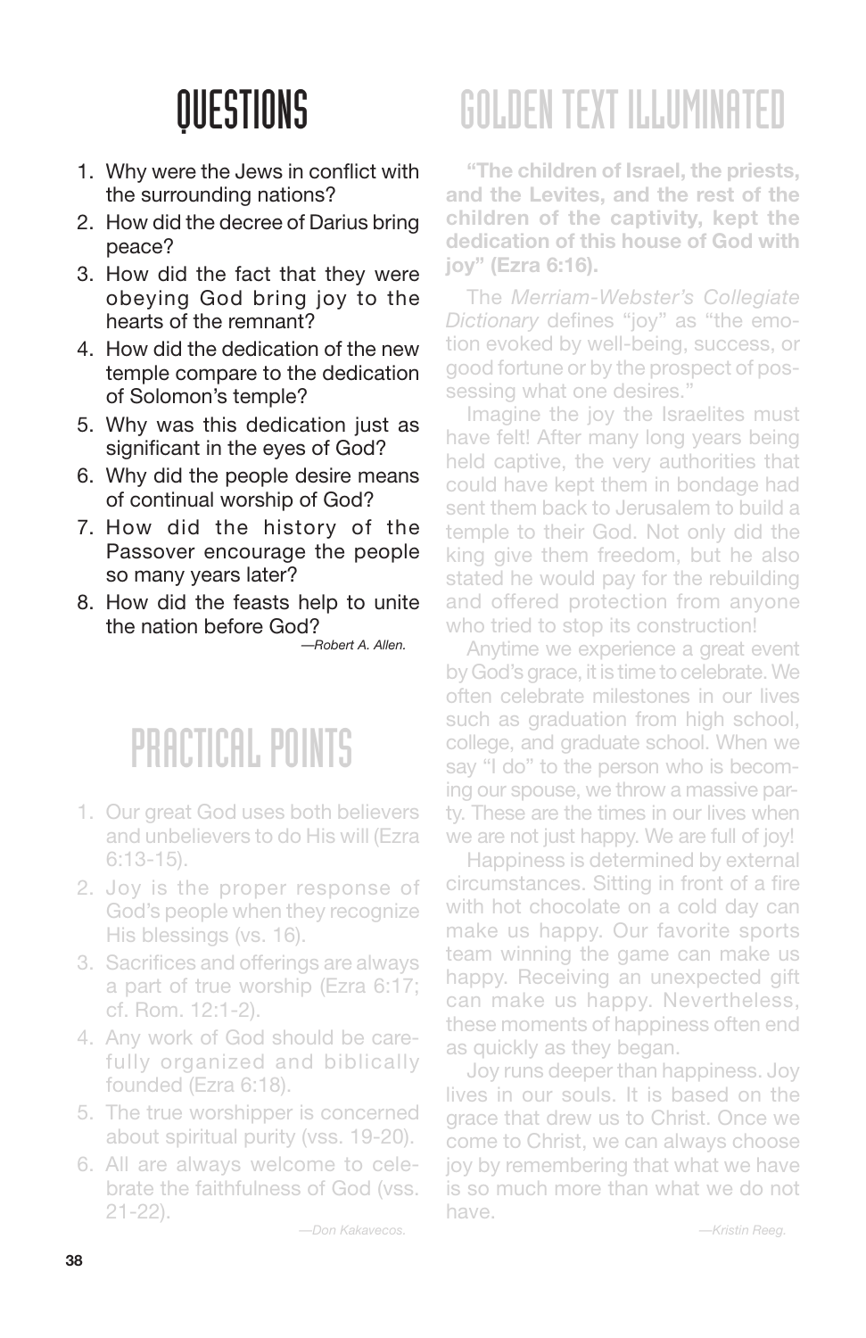# QUESTIONS

1. Why were the Jews in conflict with the surrounding nations?
2. How did the decree of Darius bring peace?
3. How did the fact that they were obeying God bring joy to the hearts of the remnant?
4. How did the dedication of the new temple compare to the dedication of Solomon's temple?
5. Why was this dedication just as significant in the eyes of God?
6. Why did the people desire means of continual worship of God?
7. How did the history of the Passover encourage the people so many years later?
8. How did the feasts help to unite the nation before God?

*—Robert A. Allen.*

# PRACTICAL POINTS

1. Our great God uses both believers and unbelievers to do His will (Ezra 6:13-15).
2. Joy is the proper response of God's people when they recognize His blessings (vs. 16).
3. Sacrifices and offerings are always a part of true worship (Ezra 6:17; cf. Rom. 12:1-2).
4. Any work of God should be carefully organized and biblically founded (Ezra 6:18).
5. The true worshipper is concerned about spiritual purity (vss. 19-20).
6. All are always welcome to celebrate the faithfulness of God (vss. 21-22).

*—Don Kakavecos.*

# GOLDEN TEXT ILLUMINATED

**"The children of Israel, the priests, and the Levites, and the rest of the children of the captivity, kept the dedication of this house of God with joy" (Ezra 6:16).**

The *Merriam-Webster's Collegiate Dictionary* defines "joy" as "the emotion evoked by well-being, success, or good fortune or by the prospect of possessing what one desires."

Imagine the joy the Israelites must have felt! After many long years being held captive, the very authorities that could have kept them in bondage had sent them back to Jerusalem to build a temple to their God. Not only did the king give them freedom, but he also stated he would pay for the rebuilding and offered protection from anyone who tried to stop its construction!

Anytime we experience a great event by God's grace, it is time to celebrate. We often celebrate milestones in our lives such as graduation from high school, college, and graduate school. When we say "I do" to the person who is becoming our spouse, we throw a massive party. These are the times in our lives when we are not just happy. We are full of joy!

Happiness is determined by external circumstances. Sitting in front of a fire with hot chocolate on a cold day can make us happy. Our favorite sports team winning the game can make us happy. Receiving an unexpected gift can make us happy. Nevertheless, these moments of happiness often end as quickly as they began.

Joy runs deeper than happiness. Joy lives in our souls. It is based on the grace that drew us to Christ. Once we come to Christ, we can always choose joy by remembering that what we have is so much more than what we do not have.

*—Kristin Reeg.*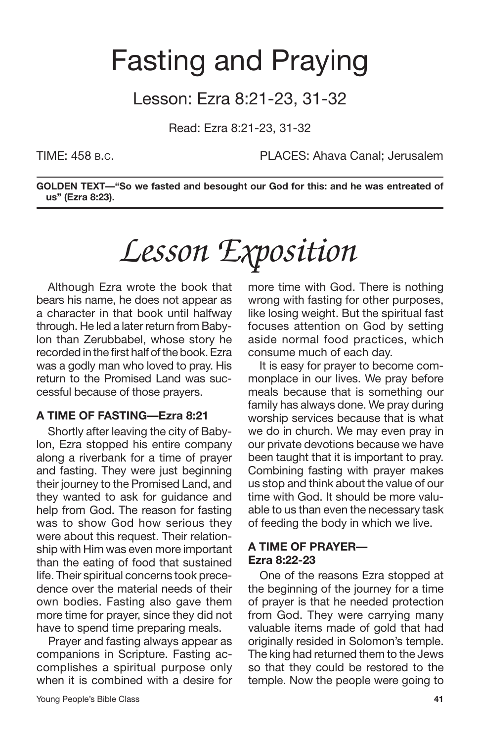# Fasting and Praying

## Lesson: Ezra 8:21-23, 31-32

Read: Ezra 8:21-23, 31-32

TIME: 458 B.C. PLACES: Ahava Canal; Jerusalem

**GOLDEN TEXT—"So we fasted and besought our God for this: and he was entreated of us" (Ezra 8:23).**

# *Lesson Exposition*

Although Ezra wrote the book that bears his name, he does not appear as a character in that book until halfway through. He led a later return from Babylon than Zerubbabel, whose story he recorded in the first half of the book. Ezra was a godly man who loved to pray. His return to the Promised Land was successful because of those prayers.

### A TIME OF FASTING—Ezra 8:21

Shortly after leaving the city of Babylon, Ezra stopped his entire company along a riverbank for a time of prayer and fasting. They were just beginning their journey to the Promised Land, and they wanted to ask for guidance and help from God. The reason for fasting was to show God how serious they were about this request. Their relationship with Him was even more important than the eating of food that sustained life. Their spiritual concerns took precedence over the material needs of their own bodies. Fasting also gave them more time for prayer, since they did not have to spend time preparing meals.

Prayer and fasting always appear as companions in Scripture. Fasting accomplishes a spiritual purpose only when it is combined with a desire for more time with God. There is nothing wrong with fasting for other purposes, like losing weight. But the spiritual fast focuses attention on God by setting aside normal food practices, which consume much of each day.

It is easy for prayer to become commonplace in our lives. We pray before meals because that is something our family has always done. We pray during worship services because that is what we do in church. We may even pray in our private devotions because we have been taught that it is important to pray. Combining fasting with prayer makes us stop and think about the value of our time with God. It should be more valuable to us than even the necessary task of feeding the body in which we live.

### A TIME OF PRAYER—Ezra 8:22-23

One of the reasons Ezra stopped at the beginning of the journey for a time of prayer is that he needed protection from God. They were carrying many valuable items made of gold that had originally resided in Solomon's temple. The king had returned them to the Jews so that they could be restored to the temple. Now the people were going to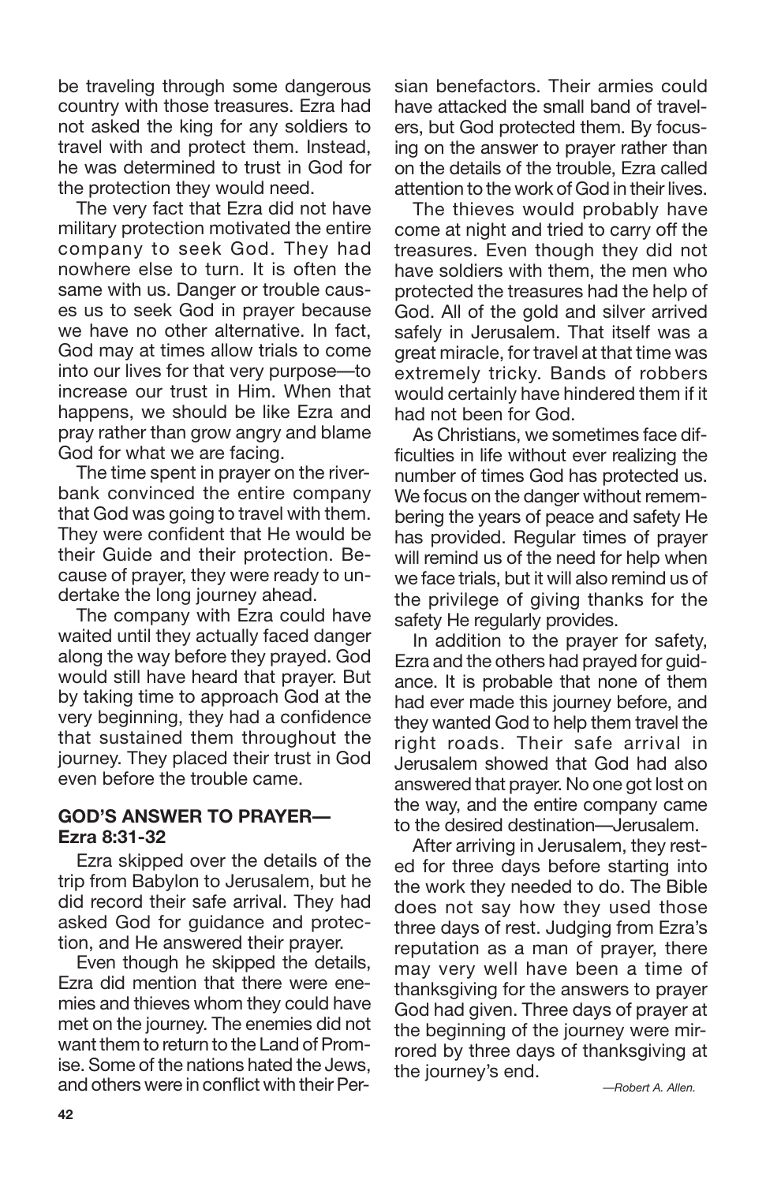be traveling through some dangerous country with those treasures. Ezra had not asked the king for any soldiers to travel with and protect them. Instead, he was determined to trust in God for the protection they would need.

The very fact that Ezra did not have military protection motivated the entire company to seek God. They had nowhere else to turn. It is often the same with us. Danger or trouble causes us to seek God in prayer because we have no other alternative. In fact, God may at times allow trials to come into our lives for that very purpose—to increase our trust in Him. When that happens, we should be like Ezra and pray rather than grow angry and blame God for what we are facing.

The time spent in prayer on the riverbank convinced the entire company that God was going to travel with them. They were confident that He would be their Guide and their protection. Because of prayer, they were ready to undertake the long journey ahead.

The company with Ezra could have waited until they actually faced danger along the way before they prayed. God would still have heard that prayer. But by taking time to approach God at the very beginning, they had a confidence that sustained them throughout the journey. They placed their trust in God even before the trouble came.

**GOD'S ANSWER TO PRAYER—Ezra 8:31-32**

Ezra skipped over the details of the trip from Babylon to Jerusalem, but he did record their safe arrival. They had asked God for guidance and protection, and He answered their prayer.

Even though he skipped the details, Ezra did mention that there were enemies and thieves whom they could have met on the journey. The enemies did not want them to return to the Land of Promise. Some of the nations hated the Jews, and others were in conflict with their Persian benefactors. Their armies could have attacked the small band of travelers, but God protected them. By focusing on the answer to prayer rather than on the details of the trouble, Ezra called attention to the work of God in their lives.

The thieves would probably have come at night and tried to carry off the treasures. Even though they did not have soldiers with them, the men who protected the treasures had the help of God. All of the gold and silver arrived safely in Jerusalem. That itself was a great miracle, for travel at that time was extremely tricky. Bands of robbers would certainly have hindered them if it had not been for God.

As Christians, we sometimes face difficulties in life without ever realizing the number of times God has protected us. We focus on the danger without remembering the years of peace and safety He has provided. Regular times of prayer will remind us of the need for help when we face trials, but it will also remind us of the privilege of giving thanks for the safety He regularly provides.

In addition to the prayer for safety, Ezra and the others had prayed for guidance. It is probable that none of them had ever made this journey before, and they wanted God to help them travel the right roads. Their safe arrival in Jerusalem showed that God had also answered that prayer. No one got lost on the way, and the entire company came to the desired destination—Jerusalem.

After arriving in Jerusalem, they rested for three days before starting into the work they needed to do. The Bible does not say how they used those three days of rest. Judging from Ezra's reputation as a man of prayer, there may very well have been a time of thanksgiving for the answers to prayer God had given. Three days of prayer at the beginning of the journey were mirrored by three days of thanksgiving at the journey's end.

*—Robert A. Allen.*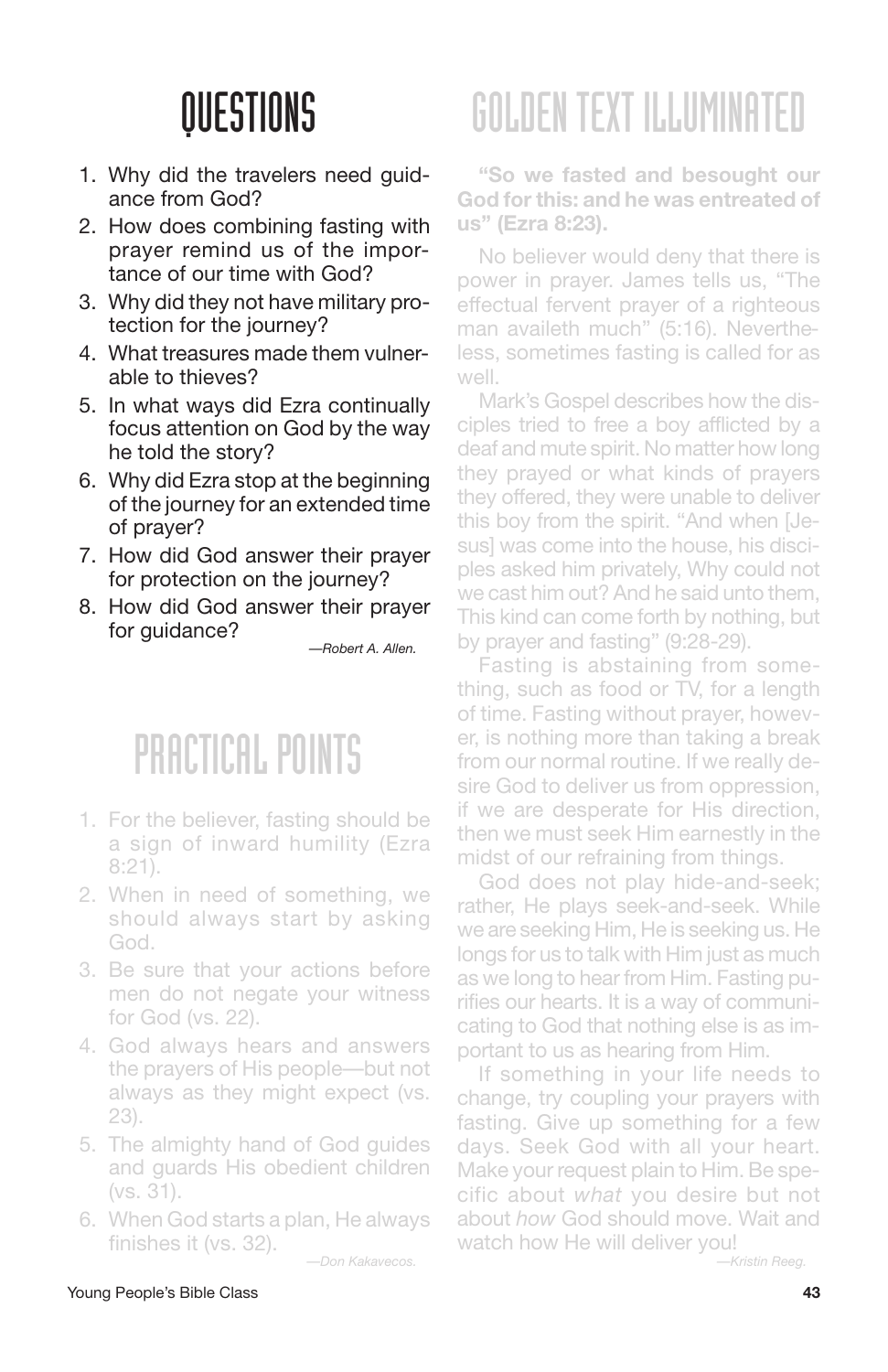# QUESTIONS

1. Why did the travelers need guidance from God?
2. How does combining fasting with prayer remind us of the importance of our time with God?
3. Why did they not have military protection for the journey?
4. What treasures made them vulnerable to thieves?
5. In what ways did Ezra continually focus attention on God by the way he told the story?
6. Why did Ezra stop at the beginning of the journey for an extended time of prayer?
7. How did God answer their prayer for protection on the journey?
8. How did God answer their prayer for guidance?

*—Robert A. Allen.*

# PRACTICAL POINTS

1. For the believer, fasting should be a sign of inward humility (Ezra 8:21).
2. When in need of something, we should always start by asking God.
3. Be sure that your actions before men do not negate your witness for God (vs. 22).
4. God always hears and answers the prayers of His people—but not always as they might expect (vs. 23).
5. The almighty hand of God guides and guards His obedient children (vs. 31).
6. When God starts a plan, He always finishes it (vs. 32).

*—Don Kakavecos.*

# GOLDEN TEXT ILLUMINATED

**"So we fasted and besought our God for this: and he was entreated of us" (Ezra 8:23).**

No believer would deny that there is power in prayer. James tells us, "The effectual fervent prayer of a righteous man availeth much" (5:16). Nevertheless, sometimes fasting is called for as well.

Mark's Gospel describes how the disciples tried to free a boy afflicted by a deaf and mute spirit. No matter how long they prayed or what kinds of prayers they offered, they were unable to deliver this boy from the spirit. "And when [Jesus] was come into the house, his disciples asked him privately, Why could not we cast him out? And he said unto them, This kind can come forth by nothing, but by prayer and fasting" (9:28-29).

Fasting is abstaining from something, such as food or TV, for a length of time. Fasting without prayer, however, is nothing more than taking a break from our normal routine. If we really desire God to deliver us from oppression, if we are desperate for His direction, then we must seek Him earnestly in the midst of our refraining from things.

God does not play hide-and-seek; rather, He plays seek-and-seek. While we are seeking Him, He is seeking us. He longs for us to talk with Him just as much as we long to hear from Him. Fasting purifies our hearts. It is a way of communicating to God that nothing else is as important to us as hearing from Him.

If something in your life needs to change, try coupling your prayers with fasting. Give up something for a few days. Seek God with all your heart. Make your request plain to Him. Be specific about *what* you desire but not about *how* God should move. Wait and watch how He will deliver you!

*—Kristin Reeg.*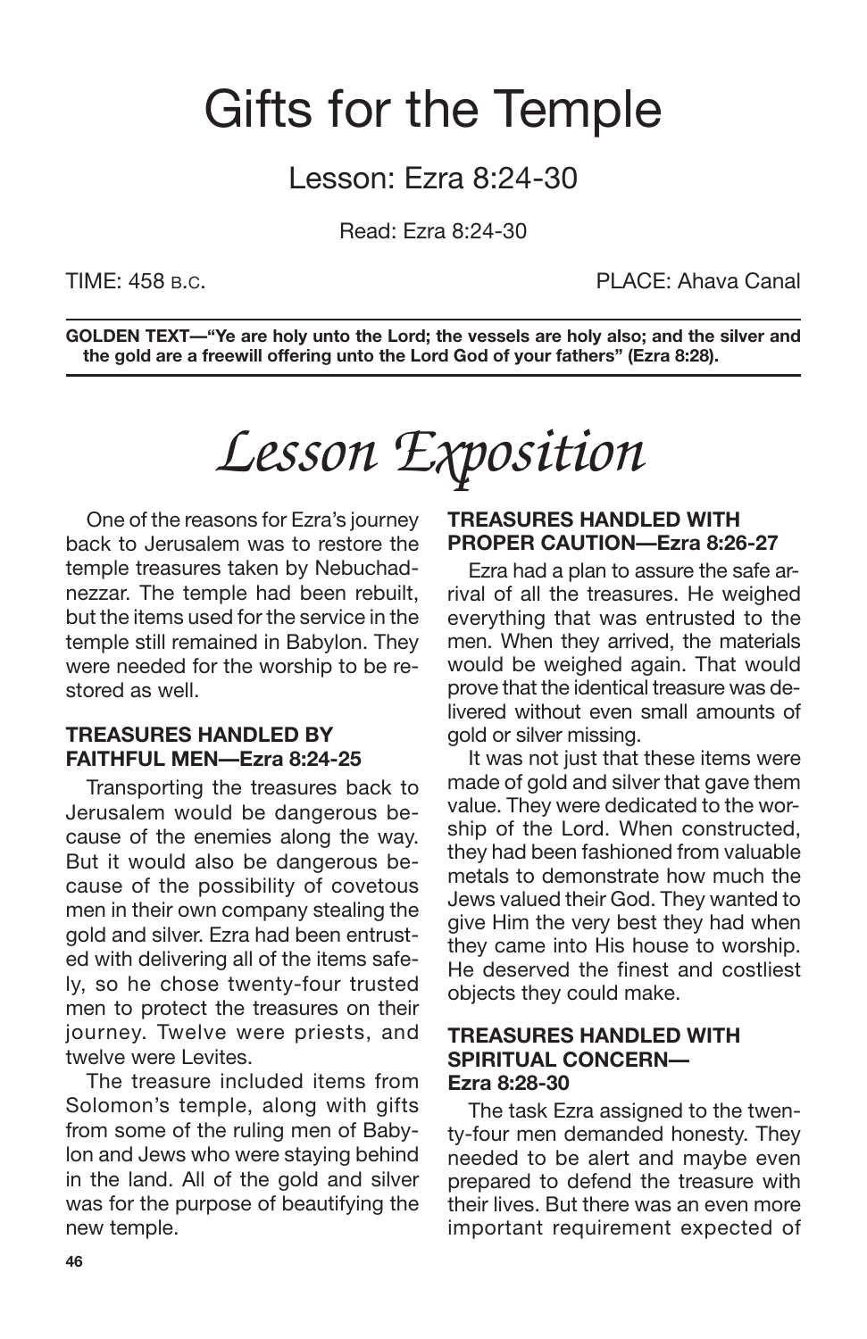# Gifts for the Temple

## Lesson: Ezra 8:24-30

Read: Ezra 8:24-30

TIME: 458 B.C. PLACE: Ahava Canal

**GOLDEN TEXT—"Ye are holy unto the Lord; the vessels are holy also; and the silver and the gold are a freewill offering unto the Lord God of your fathers" (Ezra 8:28).**

# *Lesson Exposition*

One of the reasons for Ezra's journey back to Jerusalem was to restore the temple treasures taken by Nebuchadnezzar. The temple had been rebuilt, but the items used for the service in the temple still remained in Babylon. They were needed for the worship to be restored as well.

### TREASURES HANDLED BY FAITHFUL MEN—Ezra 8:24-25

Transporting the treasures back to Jerusalem would be dangerous because of the enemies along the way. But it would also be dangerous because of the possibility of covetous men in their own company stealing the gold and silver. Ezra had been entrusted with delivering all of the items safely, so he chose twenty-four trusted men to protect the treasures on their journey. Twelve were priests, and twelve were Levites.

The treasure included items from Solomon's temple, along with gifts from some of the ruling men of Babylon and Jews who were staying behind in the land. All of the gold and silver was for the purpose of beautifying the new temple.

### TREASURES HANDLED WITH PROPER CAUTION—Ezra 8:26-27

Ezra had a plan to assure the safe arrival of all the treasures. He weighed everything that was entrusted to the men. When they arrived, the materials would be weighed again. That would prove that the identical treasure was delivered without even small amounts of gold or silver missing.

It was not just that these items were made of gold and silver that gave them value. They were dedicated to the worship of the Lord. When constructed, they had been fashioned from valuable metals to demonstrate how much the Jews valued their God. They wanted to give Him the very best they had when they came into His house to worship. He deserved the finest and costliest objects they could make.

### TREASURES HANDLED WITH SPIRITUAL CONCERN—Ezra 8:28-30

The task Ezra assigned to the twenty-four men demanded honesty. They needed to be alert and maybe even prepared to defend the treasure with their lives. But there was an even more important requirement expected of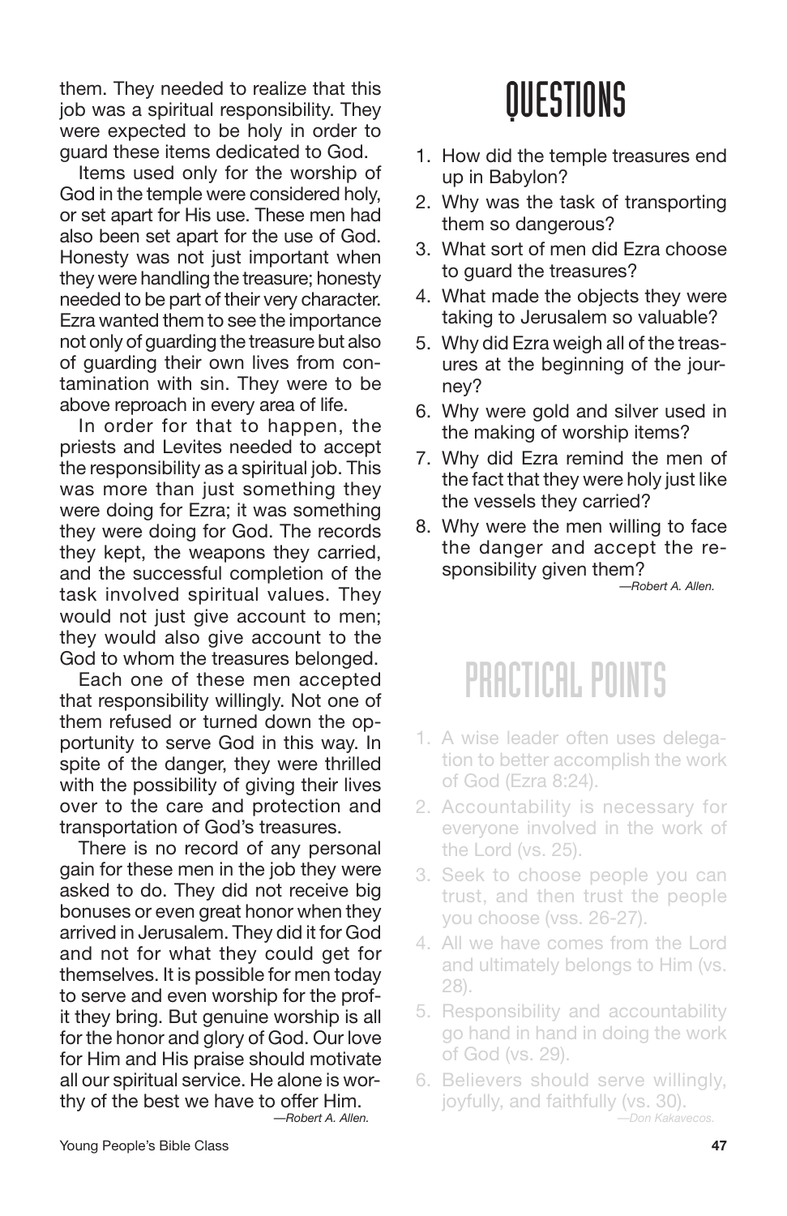them. They needed to realize that this job was a spiritual responsibility. They were expected to be holy in order to guard these items dedicated to God.

Items used only for the worship of God in the temple were considered holy, or set apart for His use. These men had also been set apart for the use of God. Honesty was not just important when they were handling the treasure; honesty needed to be part of their very character. Ezra wanted them to see the importance not only of guarding the treasure but also of guarding their own lives from contamination with sin. They were to be above reproach in every area of life.

In order for that to happen, the priests and Levites needed to accept the responsibility as a spiritual job. This was more than just something they were doing for Ezra; it was something they were doing for God. The records they kept, the weapons they carried, and the successful completion of the task involved spiritual values. They would not just give account to men; they would also give account to the God to whom the treasures belonged.

Each one of these men accepted that responsibility willingly. Not one of them refused or turned down the opportunity to serve God in this way. In spite of the danger, they were thrilled with the possibility of giving their lives over to the care and protection and transportation of God's treasures.

There is no record of any personal gain for these men in the job they were asked to do. They did not receive big bonuses or even great honor when they arrived in Jerusalem. They did it for God and not for what they could get for themselves. It is possible for men today to serve and even worship for the profit they bring. But genuine worship is all for the honor and glory of God. Our love for Him and His praise should motivate all our spiritual service. He alone is worthy of the best we have to offer Him.

*—Robert A. Allen.*

# QUESTIONS

1. How did the temple treasures end up in Babylon?
2. Why was the task of transporting them so dangerous?
3. What sort of men did Ezra choose to guard the treasures?
4. What made the objects they were taking to Jerusalem so valuable?
5. Why did Ezra weigh all of the treasures at the beginning of the journey?
6. Why were gold and silver used in the making of worship items?
7. Why did Ezra remind the men of the fact that they were holy just like the vessels they carried?
8. Why were the men willing to face the danger and accept the responsibility given them?

*—Robert A. Allen.*

# PRACTICAL POINTS

1. A wise leader often uses delegation to better accomplish the work of God (Ezra 8:24).
2. Accountability is necessary for everyone involved in the work of the Lord (vs. 25).
3. Seek to choose people you can trust, and then trust the people you choose (vss. 26-27).
4. All we have comes from the Lord and ultimately belongs to Him (vs. 28).
5. Responsibility and accountability go hand in hand in doing the work of God (vs. 29).
6. Believers should serve willingly, joyfully, and faithfully (vs. 30).

*—Don Kakavecos.*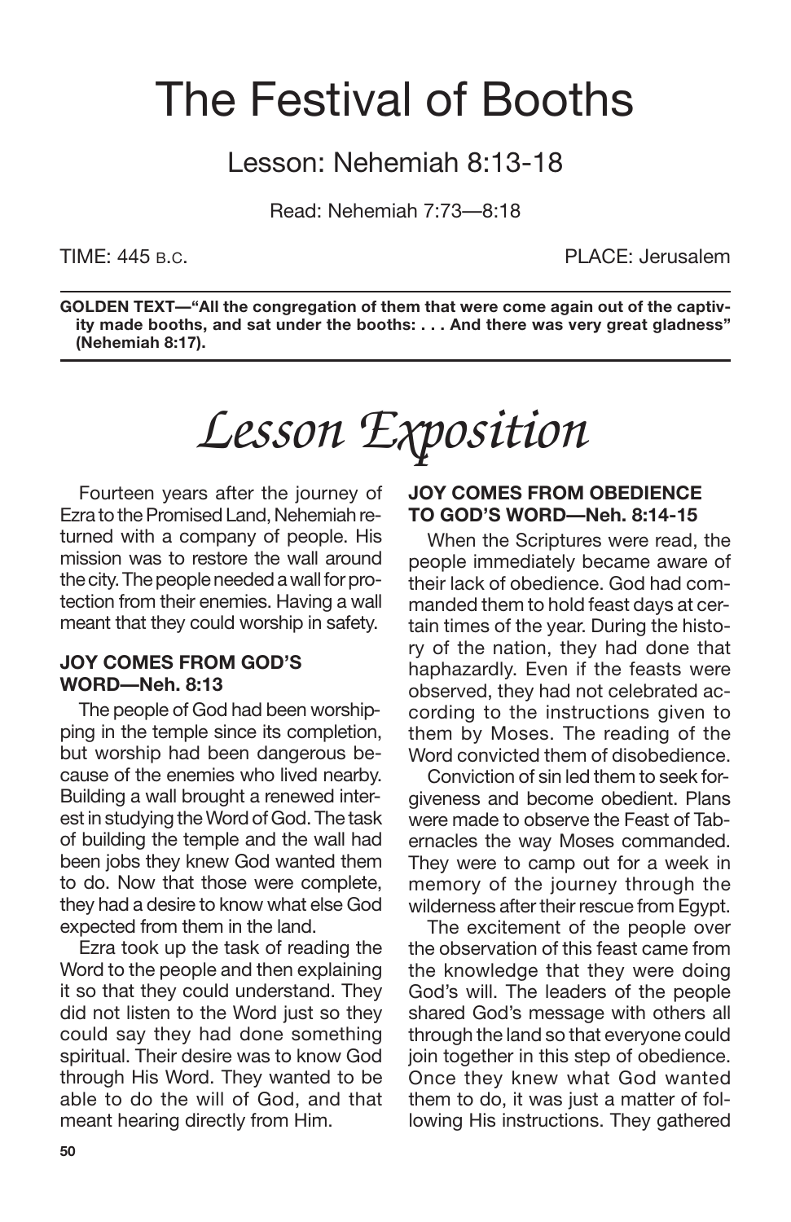# The Festival of Booths

## Lesson: Nehemiah 8:13-18

Read: Nehemiah 7:73—8:18

TIME: 445 B.C. PLACE: Jerusalem

**GOLDEN TEXT—"All the congregation of them that were come again out of the captivity made booths, and sat under the booths: . . . And there was very great gladness" (Nehemiah 8:17).**

# *Lesson Exposition*

Fourteen years after the journey of Ezra to the Promised Land, Nehemiah returned with a company of people. His mission was to restore the wall around the city. The people needed a wall for protection from their enemies. Having a wall meant that they could worship in safety.

### JOY COMES FROM GOD'S WORD—Neh. 8:13

The people of God had been worshipping in the temple since its completion, but worship had been dangerous because of the enemies who lived nearby. Building a wall brought a renewed interest in studying the Word of God. The task of building the temple and the wall had been jobs they knew God wanted them to do. Now that those were complete, they had a desire to know what else God expected from them in the land.

Ezra took up the task of reading the Word to the people and then explaining it so that they could understand. They did not listen to the Word just so they could say they had done something spiritual. Their desire was to know God through His Word. They wanted to be able to do the will of God, and that meant hearing directly from Him.

### JOY COMES FROM OBEDIENCE TO GOD'S WORD—Neh. 8:14-15

When the Scriptures were read, the people immediately became aware of their lack of obedience. God had commanded them to hold feast days at certain times of the year. During the history of the nation, they had done that haphazardly. Even if the feasts were observed, they had not celebrated according to the instructions given to them by Moses. The reading of the Word convicted them of disobedience.

Conviction of sin led them to seek forgiveness and become obedient. Plans were made to observe the Feast of Tabernacles the way Moses commanded. They were to camp out for a week in memory of the journey through the wilderness after their rescue from Egypt.

The excitement of the people over the observation of this feast came from the knowledge that they were doing God's will. The leaders of the people shared God's message with others all through the land so that everyone could join together in this step of obedience. Once they knew what God wanted them to do, it was just a matter of following His instructions. They gathered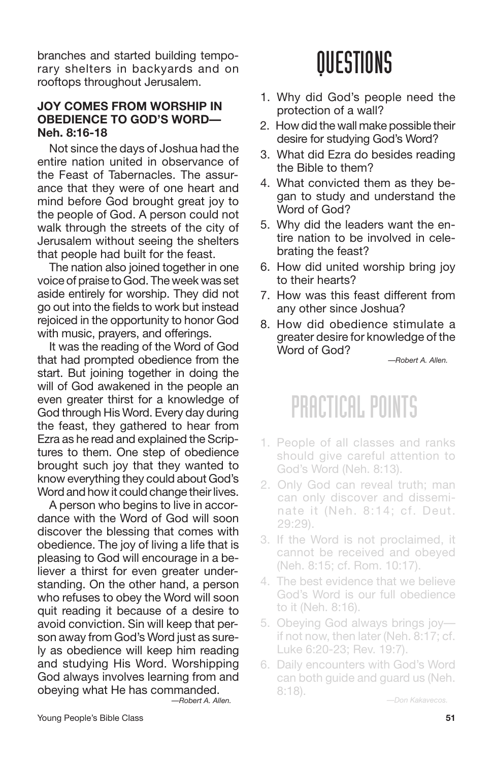branches and started building temporary shelters in backyards and on rooftops throughout Jerusalem.

**JOY COMES FROM WORSHIP IN OBEDIENCE TO GOD'S WORD—Neh. 8:16-18**

Not since the days of Joshua had the entire nation united in observance of the Feast of Tabernacles. The assurance that they were of one heart and mind before God brought great joy to the people of God. A person could not walk through the streets of the city of Jerusalem without seeing the shelters that people had built for the feast.

The nation also joined together in one voice of praise to God. The week was set aside entirely for worship. They did not go out into the fields to work but instead rejoiced in the opportunity to honor God with music, prayers, and offerings.

It was the reading of the Word of God that had prompted obedience from the start. But joining together in doing the will of God awakened in the people an even greater thirst for a knowledge of God through His Word. Every day during the feast, they gathered to hear from Ezra as he read and explained the Scriptures to them. One step of obedience brought such joy that they wanted to know everything they could about God's Word and how it could change their lives.

A person who begins to live in accordance with the Word of God will soon discover the blessing that comes with obedience. The joy of living a life that is pleasing to God will encourage in a believer a thirst for even greater understanding. On the other hand, a person who refuses to obey the Word will soon quit reading it because of a desire to avoid conviction. Sin will keep that person away from God's Word just as surely as obedience will keep him reading and studying His Word. Worshipping God always involves learning from and obeying what He has commanded.

*—Robert A. Allen.*

# QUESTIONS

1. Why did God's people need the protection of a wall?
2. How did the wall make possible their desire for studying God's Word?
3. What did Ezra do besides reading the Bible to them?
4. What convicted them as they began to study and understand the Word of God?
5. Why did the leaders want the entire nation to be involved in celebrating the feast?
6. How did united worship bring joy to their hearts?
7. How was this feast different from any other since Joshua?
8. How did obedience stimulate a greater desire for knowledge of the Word of God?

*—Robert A. Allen.*

# PRACTICAL POINTS

1. People of all classes and ranks should give careful attention to God's Word (Neh. 8:13).
2. Only God can reveal truth; man can only discover and disseminate it (Neh. 8:14; cf. Deut. 29:29).
3. If the Word is not proclaimed, it cannot be received and obeyed (Neh. 8:15; cf. Rom. 10:17).
4. The best evidence that we believe God's Word is our full obedience to it (Neh. 8:16).
5. Obeying God always brings joy—if not now, then later (Neh. 8:17; cf. Luke 6:20-23; Rev. 19:7).
6. Daily encounters with God's Word can both guide and guard us (Neh. 8:18).

*—Don Kakavecos.*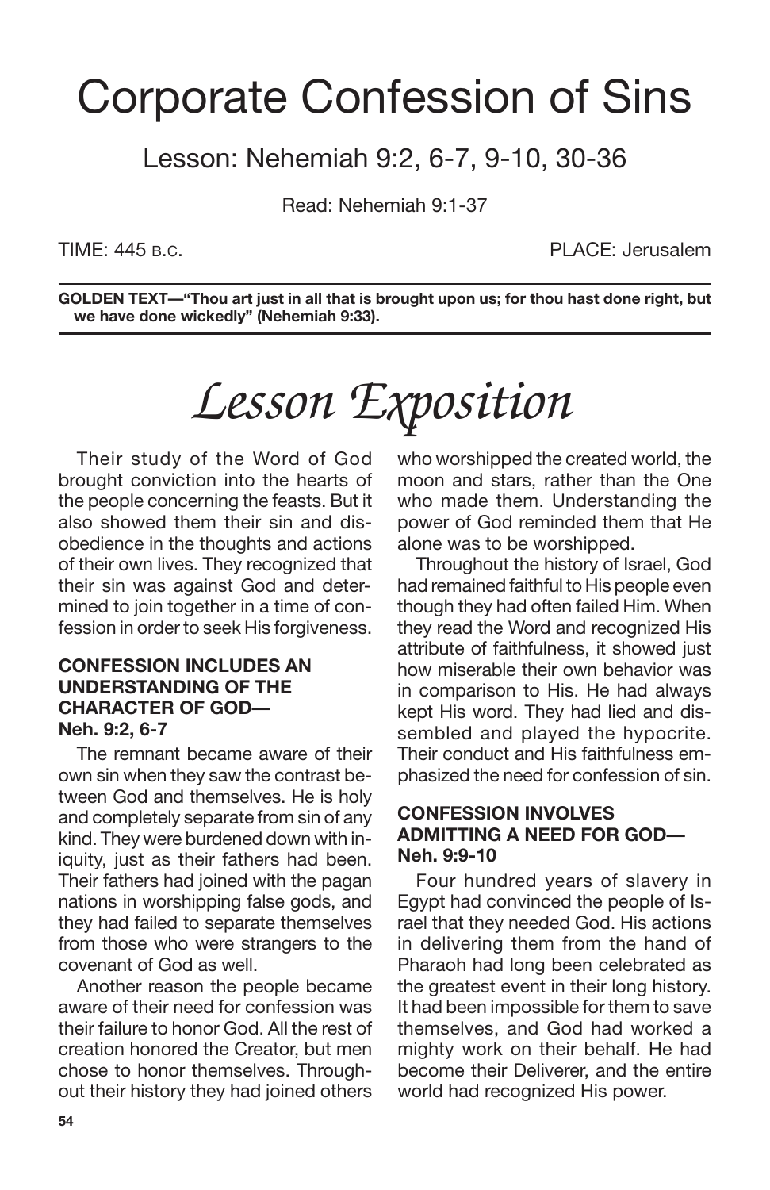# Corporate Confession of Sins

## Lesson: Nehemiah 9:2, 6-7, 9-10, 30-36

Read: Nehemiah 9:1-37

TIME: 445 B.C. PLACE: Jerusalem

**GOLDEN TEXT—"Thou art just in all that is brought upon us; for thou hast done right, but we have done wickedly" (Nehemiah 9:33).**

# *Lesson Exposition*

Their study of the Word of God brought conviction into the hearts of the people concerning the feasts. But it also showed them their sin and disobedience in the thoughts and actions of their own lives. They recognized that their sin was against God and determined to join together in a time of confession in order to seek His forgiveness.

### CONFESSION INCLUDES AN UNDERSTANDING OF THE CHARACTER OF GOD—Neh. 9:2, 6-7

The remnant became aware of their own sin when they saw the contrast between God and themselves. He is holy and completely separate from sin of any kind. They were burdened down with iniquity, just as their fathers had been. Their fathers had joined with the pagan nations in worshipping false gods, and they had failed to separate themselves from those who were strangers to the covenant of God as well.

Another reason the people became aware of their need for confession was their failure to honor God. All the rest of creation honored the Creator, but men chose to honor themselves. Throughout their history they had joined others who worshipped the created world, the moon and stars, rather than the One who made them. Understanding the power of God reminded them that He alone was to be worshipped.

Throughout the history of Israel, God had remained faithful to His people even though they had often failed Him. When they read the Word and recognized His attribute of faithfulness, it showed just how miserable their own behavior was in comparison to His. He had always kept His word. They had lied and dissembled and played the hypocrite. Their conduct and His faithfulness emphasized the need for confession of sin.

### CONFESSION INVOLVES ADMITTING A NEED FOR GOD—Neh. 9:9-10

Four hundred years of slavery in Egypt had convinced the people of Israel that they needed God. His actions in delivering them from the hand of Pharaoh had long been celebrated as the greatest event in their long history. It had been impossible for them to save themselves, and God had worked a mighty work on their behalf. He had become their Deliverer, and the entire world had recognized His power.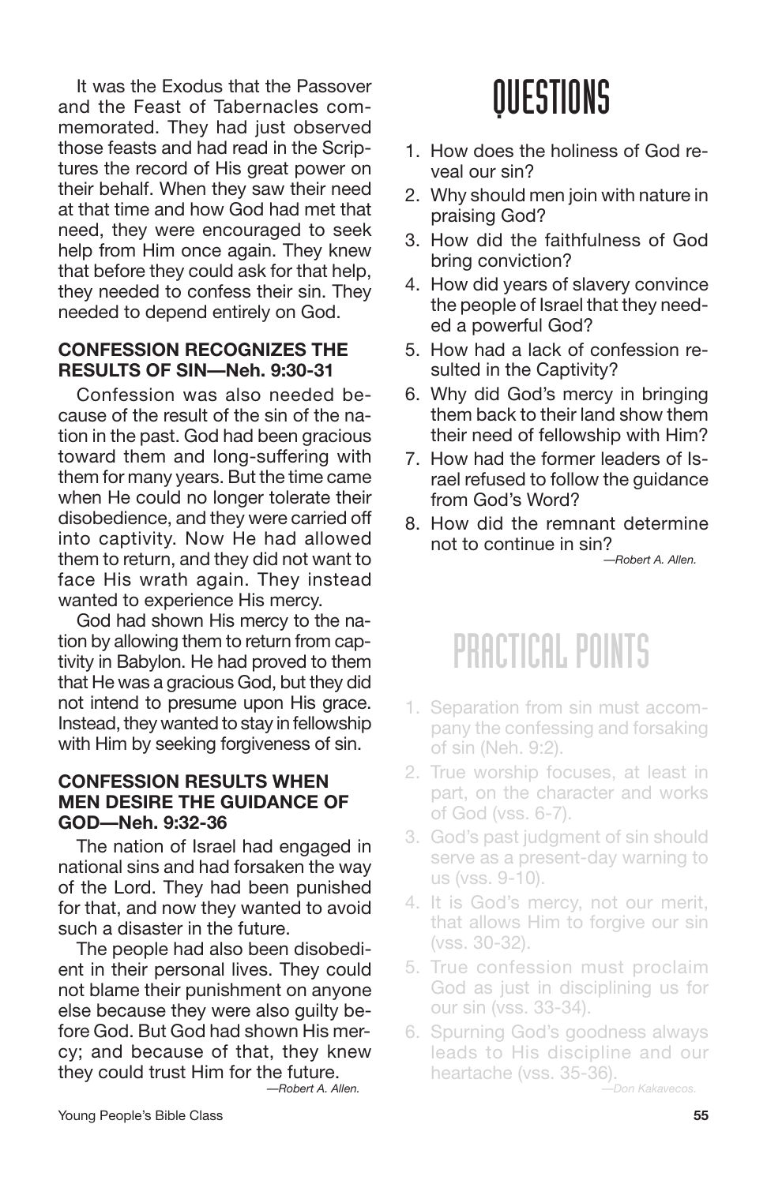It was the Exodus that the Passover and the Feast of Tabernacles commemorated. They had just observed those feasts and had read in the Scriptures the record of His great power on their behalf. When they saw their need at that time and how God had met that need, they were encouraged to seek help from Him once again. They knew that before they could ask for that help, they needed to confess their sin. They needed to depend entirely on God.

**CONFESSION RECOGNIZES THE RESULTS OF SIN—Neh. 9:30-31**

Confession was also needed because of the result of the sin of the nation in the past. God had been gracious toward them and long-suffering with them for many years. But the time came when He could no longer tolerate their disobedience, and they were carried off into captivity. Now He had allowed them to return, and they did not want to face His wrath again. They instead wanted to experience His mercy.

God had shown His mercy to the nation by allowing them to return from captivity in Babylon. He had proved to them that He was a gracious God, but they did not intend to presume upon His grace. Instead, they wanted to stay in fellowship with Him by seeking forgiveness of sin.

**CONFESSION RESULTS WHEN MEN DESIRE THE GUIDANCE OF GOD—Neh. 9:32-36**

The nation of Israel had engaged in national sins and had forsaken the way of the Lord. They had been punished for that, and now they wanted to avoid such a disaster in the future.

The people had also been disobedient in their personal lives. They could not blame their punishment on anyone else because they were also guilty before God. But God had shown His mercy; and because of that, they knew they could trust Him for the future.

*—Robert A. Allen.*

# QUESTIONS

1. How does the holiness of God reveal our sin?
2. Why should men join with nature in praising God?
3. How did the faithfulness of God bring conviction?
4. How did years of slavery convince the people of Israel that they needed a powerful God?
5. How had a lack of confession resulted in the Captivity?
6. Why did God's mercy in bringing them back to their land show them their need of fellowship with Him?
7. How had the former leaders of Israel refused to follow the guidance from God's Word?
8. How did the remnant determine not to continue in sin?

*—Robert A. Allen.*

# PRACTICAL POINTS

1. Separation from sin must accompany the confessing and forsaking of sin (Neh. 9:2).
2. True worship focuses, at least in part, on the character and works of God (vss. 6-7).
3. God's past judgment of sin should serve as a present-day warning to us (vss. 9-10).
4. It is God's mercy, not our merit, that allows Him to forgive our sin (vss. 30-32).
5. True confession must proclaim God as just in disciplining us for our sin (vss. 33-34).
6. Spurning God's goodness always leads to His discipline and our heartache (vss. 35-36).

*—Don Kakavecos.*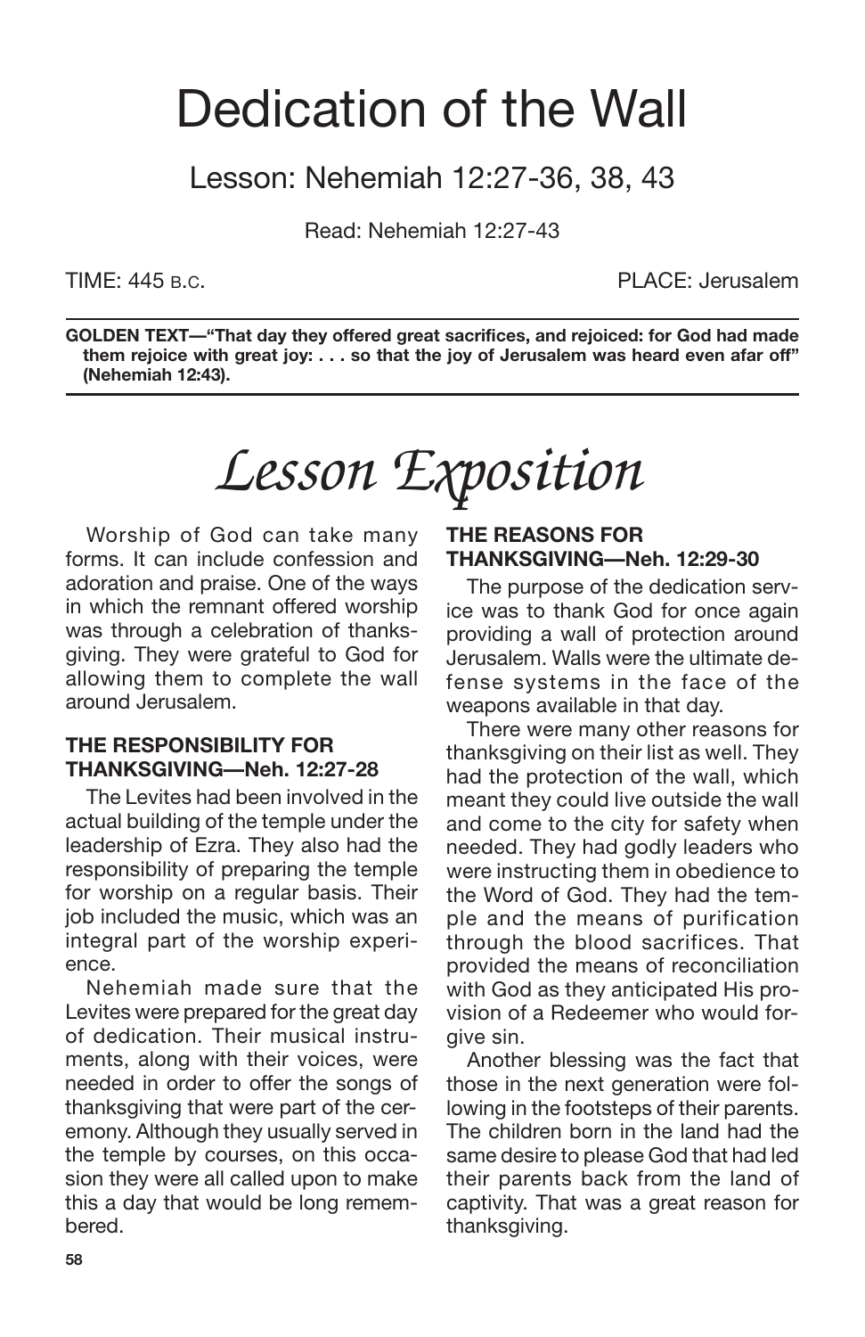# Dedication of the Wall

## Lesson: Nehemiah 12:27-36, 38, 43

Read: Nehemiah 12:27-43

TIME: 445 B.C. PLACE: Jerusalem

**GOLDEN TEXT—"That day they offered great sacrifices, and rejoiced: for God had made them rejoice with great joy: . . . so that the joy of Jerusalem was heard even afar off" (Nehemiah 12:43).**

# *Lesson Exposition*

Worship of God can take many forms. It can include confession and adoration and praise. One of the ways in which the remnant offered worship was through a celebration of thanksgiving. They were grateful to God for allowing them to complete the wall around Jerusalem.

### THE RESPONSIBILITY FOR THANKSGIVING—Neh. 12:27-28

The Levites had been involved in the actual building of the temple under the leadership of Ezra. They also had the responsibility of preparing the temple for worship on a regular basis. Their job included the music, which was an integral part of the worship experience.

Nehemiah made sure that the Levites were prepared for the great day of dedication. Their musical instruments, along with their voices, were needed in order to offer the songs of thanksgiving that were part of the ceremony. Although they usually served in the temple by courses, on this occasion they were all called upon to make this a day that would be long remembered.

### THE REASONS FOR THANKSGIVING—Neh. 12:29-30

The purpose of the dedication service was to thank God for once again providing a wall of protection around Jerusalem. Walls were the ultimate defense systems in the face of the weapons available in that day.

There were many other reasons for thanksgiving on their list as well. They had the protection of the wall, which meant they could live outside the wall and come to the city for safety when needed. They had godly leaders who were instructing them in obedience to the Word of God. They had the temple and the means of purification through the blood sacrifices. That provided the means of reconciliation with God as they anticipated His provision of a Redeemer who would forgive sin.

Another blessing was the fact that those in the next generation were following in the footsteps of their parents. The children born in the land had the same desire to please God that had led their parents back from the land of captivity. That was a great reason for thanksgiving.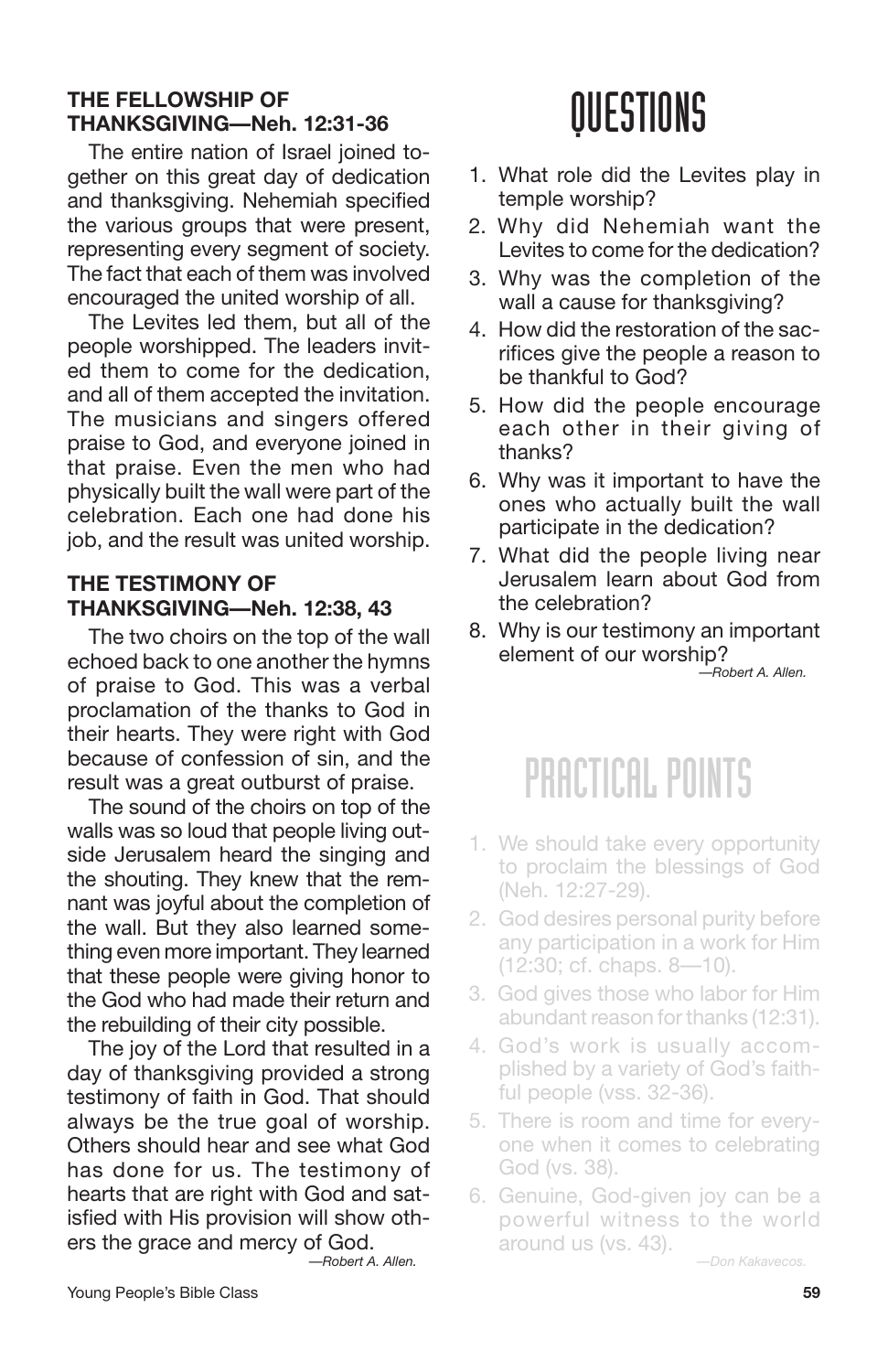### THE FELLOWSHIP OF THANKSGIVING—Neh. 12:31-36

The entire nation of Israel joined together on this great day of dedication and thanksgiving. Nehemiah specified the various groups that were present, representing every segment of society. The fact that each of them was involved encouraged the united worship of all.

The Levites led them, but all of the people worshipped. The leaders invited them to come for the dedication, and all of them accepted the invitation. The musicians and singers offered praise to God, and everyone joined in that praise. Even the men who had physically built the wall were part of the celebration. Each one had done his job, and the result was united worship.

### THE TESTIMONY OF THANKSGIVING—Neh. 12:38, 43

The two choirs on the top of the wall echoed back to one another the hymns of praise to God. This was a verbal proclamation of the thanks to God in their hearts. They were right with God because of confession of sin, and the result was a great outburst of praise.

The sound of the choirs on top of the walls was so loud that people living outside Jerusalem heard the singing and the shouting. They knew that the remnant was joyful about the completion of the wall. But they also learned something even more important. They learned that these people were giving honor to the God who had made their return and the rebuilding of their city possible.

The joy of the Lord that resulted in a day of thanksgiving provided a strong testimony of faith in God. That should always be the true goal of worship. Others should hear and see what God has done for us. The testimony of hearts that are right with God and satisfied with His provision will show others the grace and mercy of God.

*—Robert A. Allen.*

## QUESTIONS

1. What role did the Levites play in temple worship?
2. Why did Nehemiah want the Levites to come for the dedication?
3. Why was the completion of the wall a cause for thanksgiving?
4. How did the restoration of the sacrifices give the people a reason to be thankful to God?
5. How did the people encourage each other in their giving of thanks?
6. Why was it important to have the ones who actually built the wall participate in the dedication?
7. What did the people living near Jerusalem learn about God from the celebration?
8. Why is our testimony an important element of our worship?

*—Robert A. Allen.*

## PRACTICAL POINTS

1. We should take every opportunity to proclaim the blessings of God (Neh. 12:27-29).
2. God desires personal purity before any participation in a work for Him (12:30; cf. chaps. 8—10).
3. God gives those who labor for Him abundant reason for thanks (12:31).
4. God's work is usually accomplished by a variety of God's faithful people (vss. 32-36).
5. There is room and time for everyone when it comes to celebrating God (vs. 38).
6. Genuine, God-given joy can be a powerful witness to the world around us (vs. 43).

*—Don Kakavecos.*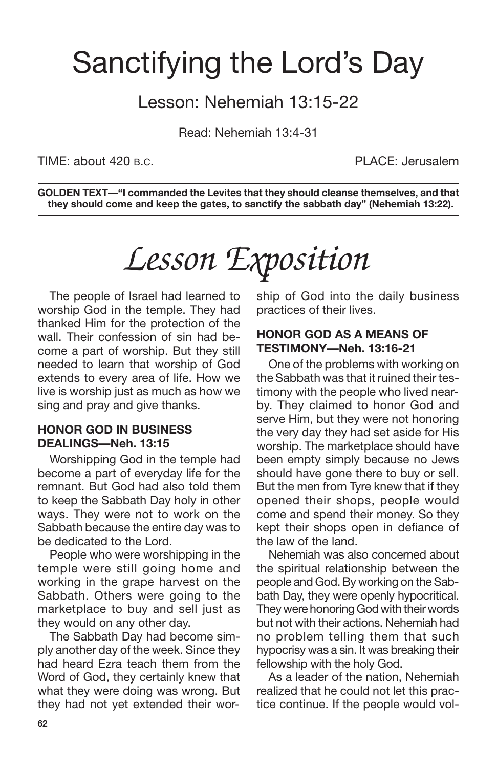# Sanctifying the Lord's Day

## Lesson: Nehemiah 13:15-22

Read: Nehemiah 13:4-31

TIME: about 420 B.C. PLACE: Jerusalem

**GOLDEN TEXT—"I commanded the Levites that they should cleanse themselves, and that they should come and keep the gates, to sanctify the sabbath day" (Nehemiah 13:22).**

# *Lesson Exposition*

The people of Israel had learned to worship God in the temple. They had thanked Him for the protection of the wall. Their confession of sin had become a part of worship. But they still needed to learn that worship of God extends to every area of life. How we live is worship just as much as how we sing and pray and give thanks.

### HONOR GOD IN BUSINESS DEALINGS—Neh. 13:15

Worshipping God in the temple had become a part of everyday life for the remnant. But God had also told them to keep the Sabbath Day holy in other ways. They were not to work on the Sabbath because the entire day was to be dedicated to the Lord.

People who were worshipping in the temple were still going home and working in the grape harvest on the Sabbath. Others were going to the marketplace to buy and sell just as they would on any other day.

The Sabbath Day had become simply another day of the week. Since they had heard Ezra teach them from the Word of God, they certainly knew that what they were doing was wrong. But they had not yet extended their worship of God into the daily business practices of their lives.

### HONOR GOD AS A MEANS OF TESTIMONY—Neh. 13:16-21

One of the problems with working on the Sabbath was that it ruined their testimony with the people who lived nearby. They claimed to honor God and serve Him, but they were not honoring the very day they had set aside for His worship. The marketplace should have been empty simply because no Jews should have gone there to buy or sell. But the men from Tyre knew that if they opened their shops, people would come and spend their money. So they kept their shops open in defiance of the law of the land.

Nehemiah was also concerned about the spiritual relationship between the people and God. By working on the Sabbath Day, they were openly hypocritical. They were honoring God with their words but not with their actions. Nehemiah had no problem telling them that such hypocrisy was a sin. It was breaking their fellowship with the holy God.

As a leader of the nation, Nehemiah realized that he could not let this practice continue. If the people would vol-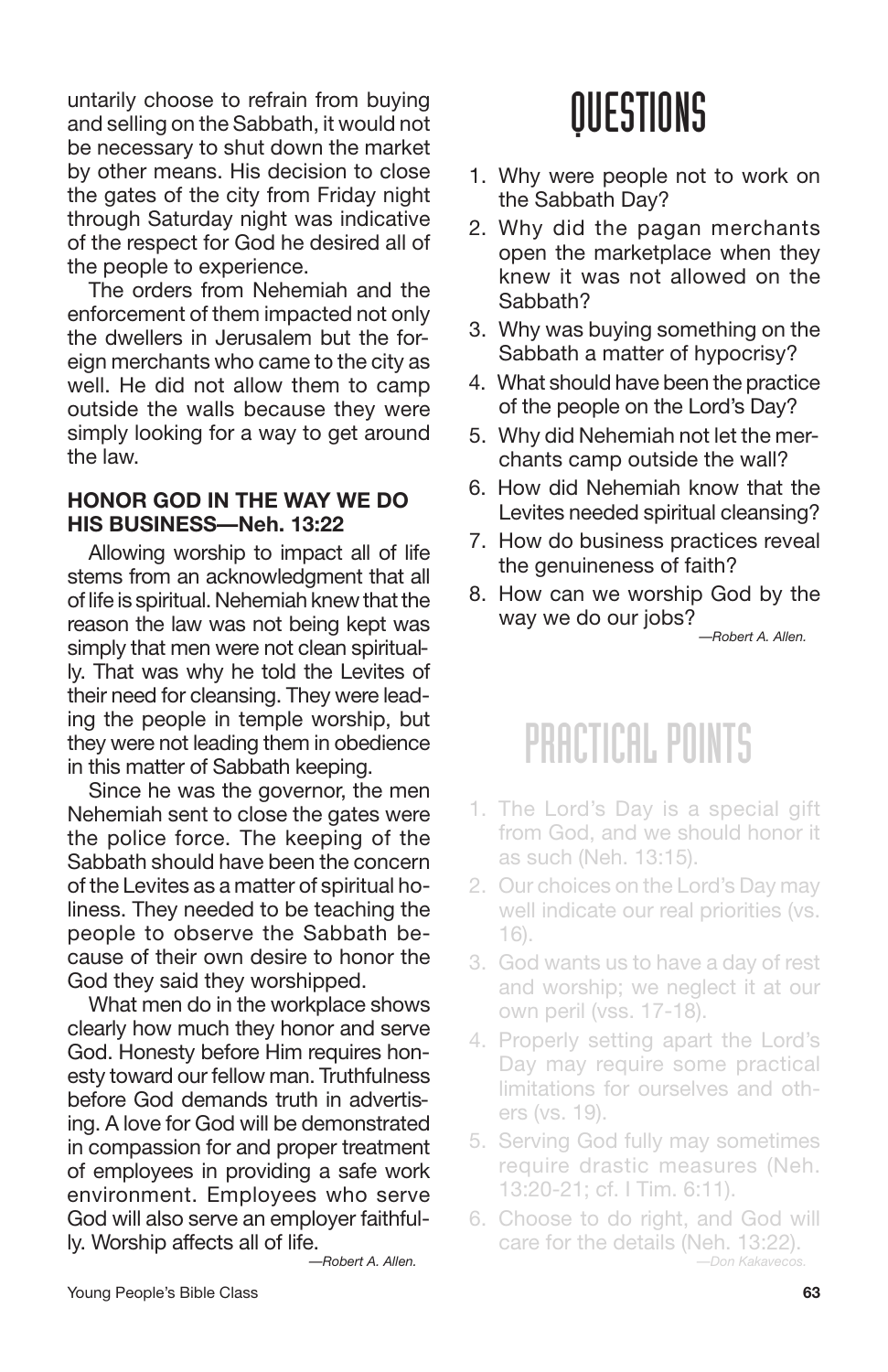untarily choose to refrain from buying and selling on the Sabbath, it would not be necessary to shut down the market by other means. His decision to close the gates of the city from Friday night through Saturday night was indicative of the respect for God he desired all of the people to experience.

The orders from Nehemiah and the enforcement of them impacted not only the dwellers in Jerusalem but the foreign merchants who came to the city as well. He did not allow them to camp outside the walls because they were simply looking for a way to get around the law.

**HONOR GOD IN THE WAY WE DO HIS BUSINESS—Neh. 13:22**

Allowing worship to impact all of life stems from an acknowledgment that all of life is spiritual. Nehemiah knew that the reason the law was not being kept was simply that men were not clean spiritually. That was why he told the Levites of their need for cleansing. They were leading the people in temple worship, but they were not leading them in obedience in this matter of Sabbath keeping.

Since he was the governor, the men Nehemiah sent to close the gates were the police force. The keeping of the Sabbath should have been the concern of the Levites as a matter of spiritual holiness. They needed to be teaching the people to observe the Sabbath because of their own desire to honor the God they said they worshipped.

What men do in the workplace shows clearly how much they honor and serve God. Honesty before Him requires honesty toward our fellow man. Truthfulness before God demands truth in advertising. A love for God will be demonstrated in compassion for and proper treatment of employees in providing a safe work environment. Employees who serve God will also serve an employer faithfully. Worship affects all of life.

*—Robert A. Allen.*

# QUESTIONS

1. Why were people not to work on the Sabbath Day?
2. Why did the pagan merchants open the marketplace when they knew it was not allowed on the Sabbath?
3. Why was buying something on the Sabbath a matter of hypocrisy?
4. What should have been the practice of the people on the Lord's Day?
5. Why did Nehemiah not let the merchants camp outside the wall?
6. How did Nehemiah know that the Levites needed spiritual cleansing?
7. How do business practices reveal the genuineness of faith?
8. How can we worship God by the way we do our jobs?

*—Robert A. Allen.*

# PRACTICAL POINTS

1. The Lord's Day is a special gift from God, and we should honor it as such (Neh. 13:15).
2. Our choices on the Lord's Day may well indicate our real priorities (vs. 16).
3. God wants us to have a day of rest and worship; we neglect it at our own peril (vss. 17-18).
4. Properly setting apart the Lord's Day may require some practical limitations for ourselves and others (vs. 19).
5. Serving God fully may sometimes require drastic measures (Neh. 13:20-21; cf. I Tim. 6:11).
6. Choose to do right, and God will care for the details (Neh. 13:22).

*—Don Kakavecos.*